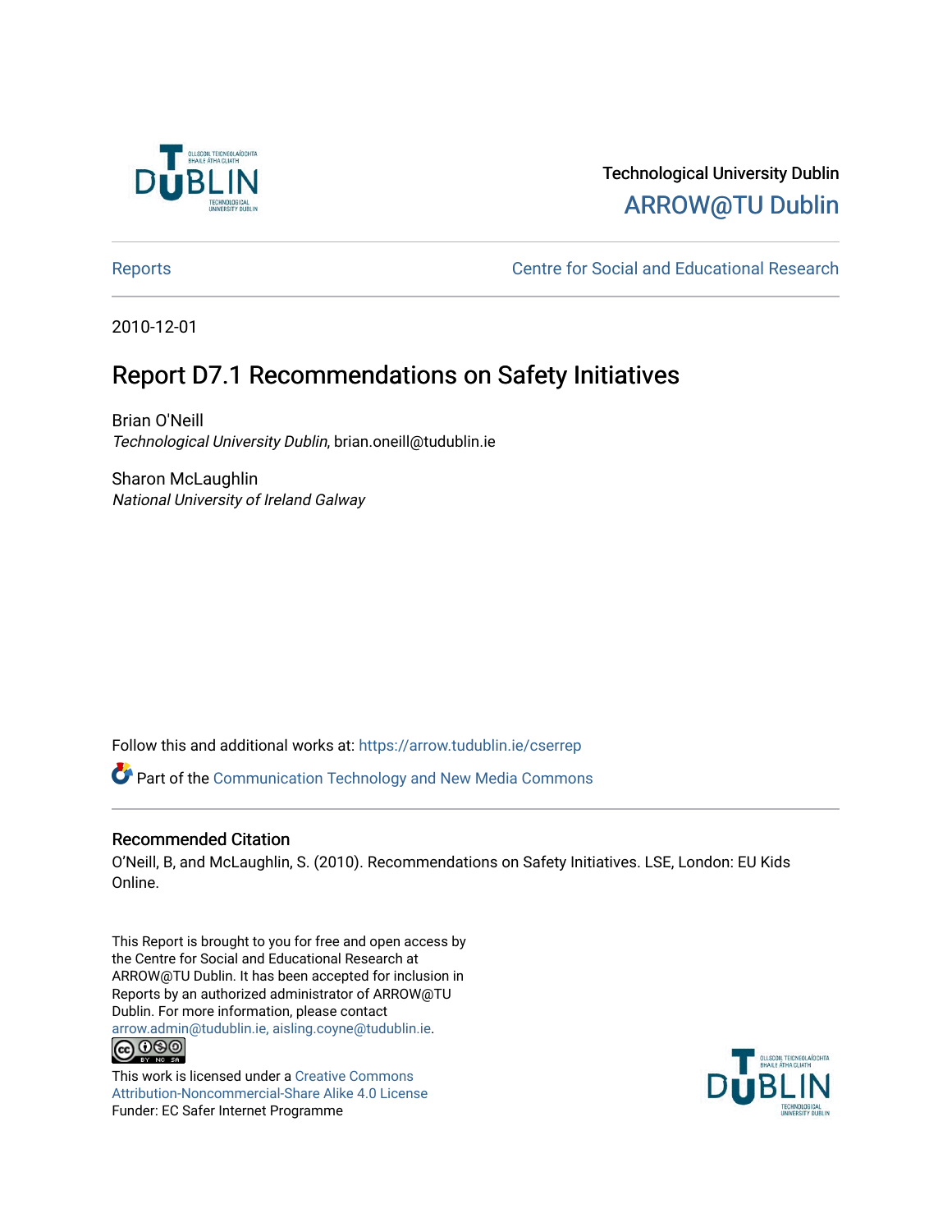Technological University Dublin

ARROW@TU Dublin

Reports | Centre for Social and Educational Research

2010-12-01

# Report D7.1 Recommendations on Safety Initiatives

Brian O'Neill
*Technological University Dublin*, brian.oneill@tudublin.ie

Sharon McLaughlin
*National University of Ireland Galway*

Follow this and additional works at: https://arrow.tudublin.ie/cserrep

Part of the Communication Technology and New Media Commons

## Recommended Citation

O'Neill, B, and McLaughlin, S. (2010). Recommendations on Safety Initiatives. LSE, London: EU Kids Online.

This Report is brought to you for free and open access by the Centre for Social and Educational Research at ARROW@TU Dublin. It has been accepted for inclusion in Reports by an authorized administrator of ARROW@TU Dublin. For more information, please contact arrow.admin@tudublin.ie, aisling.coyne@tudublin.ie.

This work is licensed under a Creative Commons Attribution-Noncommercial-Share Alike 4.0 License

Funder: EC Safer Internet Programme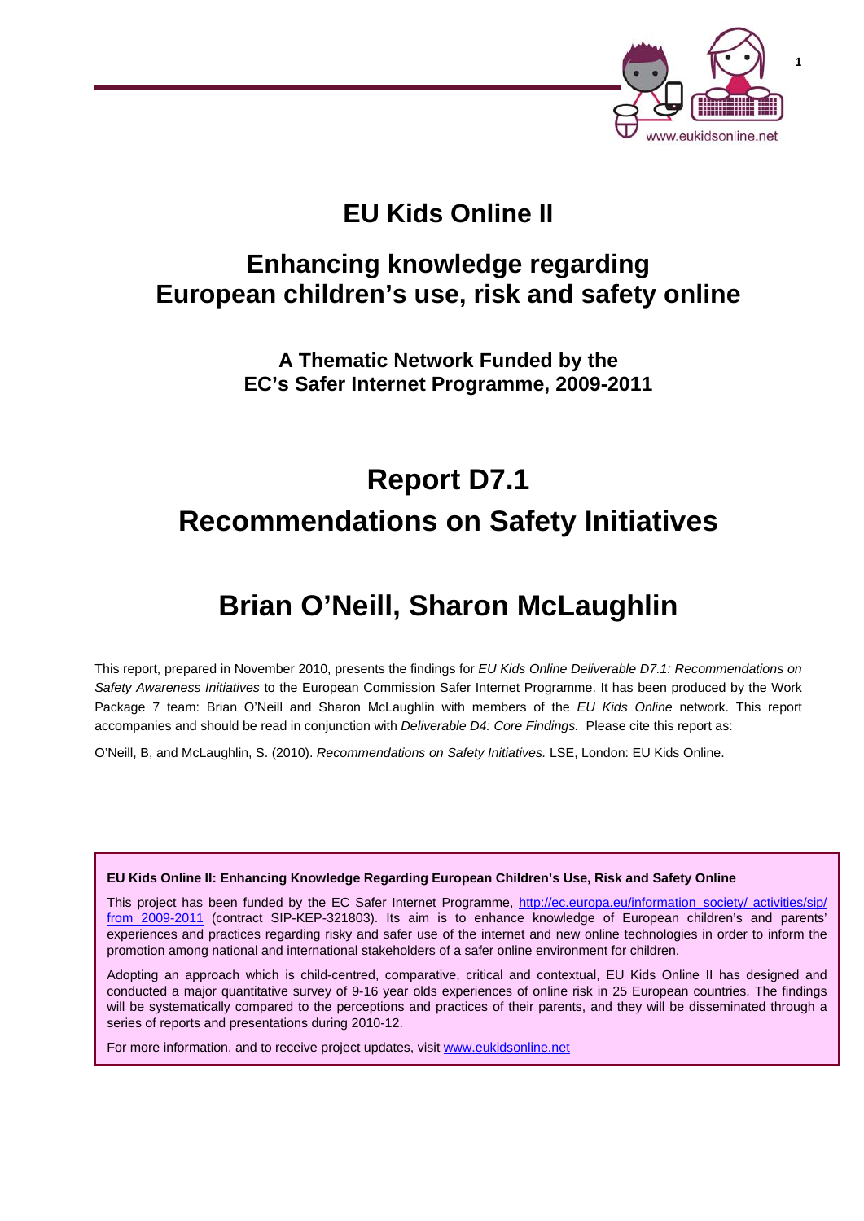# EU Kids Online II

## Enhancing knowledge regarding European children's use, risk and safety online

### A Thematic Network Funded by the EC's Safer Internet Programme, 2009-2011

# Report D7.1

# Recommendations on Safety Initiatives

## Brian O'Neill, Sharon McLaughlin

This report, prepared in November 2010, presents the findings for *EU Kids Online Deliverable D7.1: Recommendations on Safety Awareness Initiatives* to the European Commission Safer Internet Programme. It has been produced by the Work Package 7 team: Brian O'Neill and Sharon McLaughlin with members of the *EU Kids Online* network. This report accompanies and should be read in conjunction with *Deliverable D4: Core Findings.* Please cite this report as:

O'Neill, B, and McLaughlin, S. (2010). *Recommendations on Safety Initiatives.* LSE, London: EU Kids Online.

**EU Kids Online II: Enhancing Knowledge Regarding European Children's Use, Risk and Safety Online**

This project has been funded by the EC Safer Internet Programme, http://ec.europa.eu/information_society/_activities/sip/from_2009-2011 (contract SIP-KEP-321803). Its aim is to enhance knowledge of European children's and parents' experiences and practices regarding risky and safer use of the internet and new online technologies in order to inform the promotion among national and international stakeholders of a safer online environment for children.

Adopting an approach which is child-centred, comparative, critical and contextual, EU Kids Online II has designed and conducted a major quantitative survey of 9-16 year olds experiences of online risk in 25 European countries. The findings will be systematically compared to the perceptions and practices of their parents, and they will be disseminated through a series of reports and presentations during 2010-12.

For more information, and to receive project updates, visit www.eukidsonline.net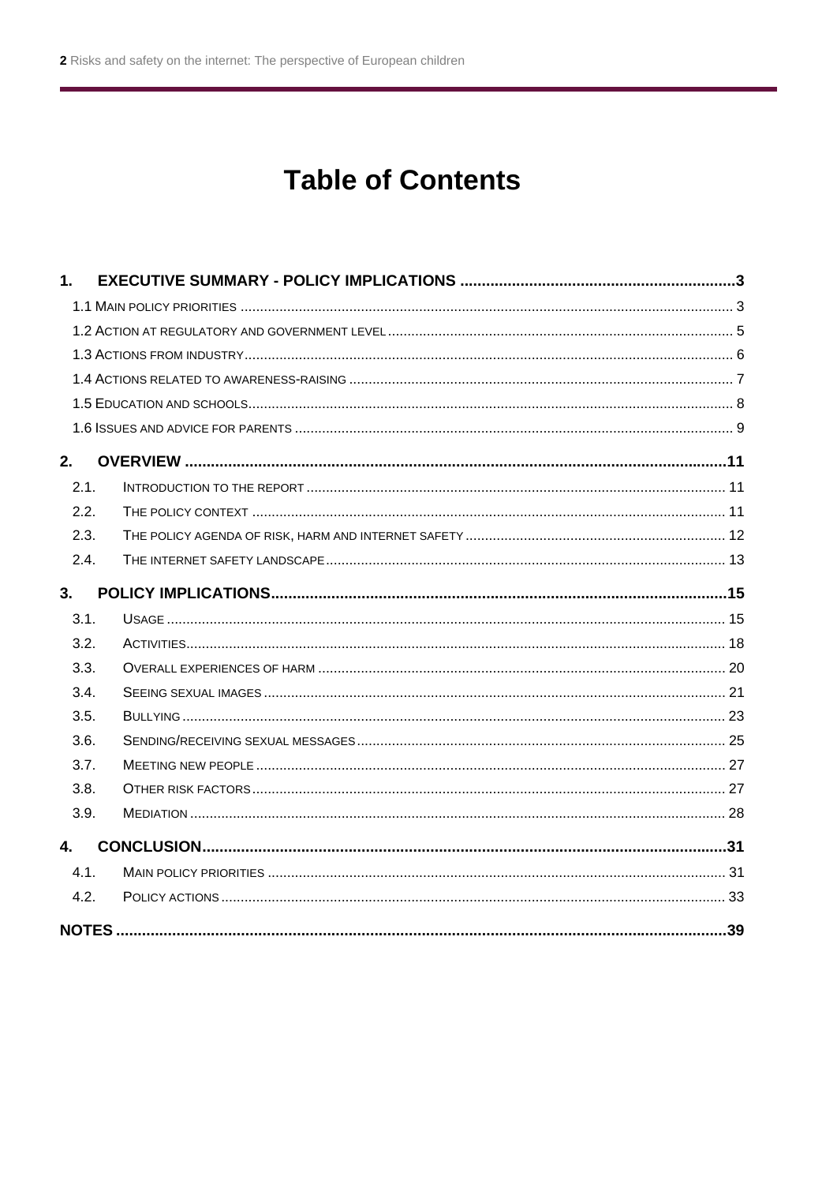# Table of Contents

**1. EXECUTIVE SUMMARY - POLICY IMPLICATIONS ... 3**

- 1.1 Main policy priorities ... 3
- 1.2 Action at regulatory and government level ... 5
- 1.3 Actions from industry ... 6
- 1.4 Actions related to awareness-raising ... 7
- 1.5 Education and schools ... 8
- 1.6 Issues and advice for parents ... 9

**2. OVERVIEW ... 11**

- 2.1. Introduction to the report ... 11
- 2.2. The policy context ... 11
- 2.3. The policy agenda of risk, harm and internet safety ... 12
- 2.4. The internet safety landscape ... 13

**3. POLICY IMPLICATIONS ... 15**

- 3.1. Usage ... 15
- 3.2. Activities ... 18
- 3.3. Overall experiences of harm ... 20
- 3.4. Seeing sexual images ... 21
- 3.5. Bullying ... 23
- 3.6. Sending/receiving sexual messages ... 25
- 3.7. Meeting new people ... 27
- 3.8. Other risk factors ... 27
- 3.9. Mediation ... 28

**4. CONCLUSION ... 31**

- 4.1. Main policy priorities ... 31
- 4.2. Policy actions ... 33

**NOTES ... 39**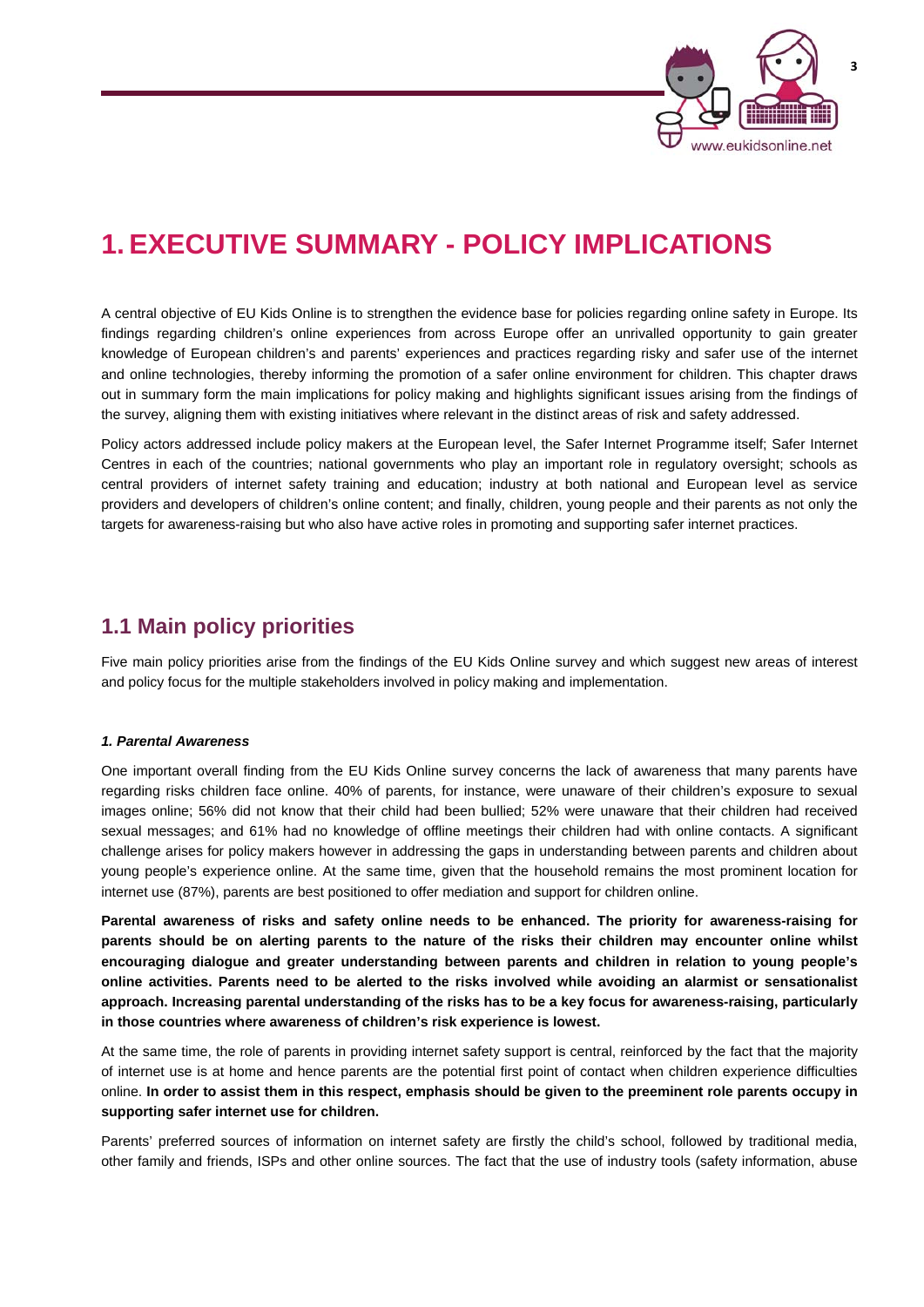# 1. EXECUTIVE SUMMARY - POLICY IMPLICATIONS

A central objective of EU Kids Online is to strengthen the evidence base for policies regarding online safety in Europe. Its findings regarding children's online experiences from across Europe offer an unrivalled opportunity to gain greater knowledge of European children's and parents' experiences and practices regarding risky and safer use of the internet and online technologies, thereby informing the promotion of a safer online environment for children. This chapter draws out in summary form the main implications for policy making and highlights significant issues arising from the findings of the survey, aligning them with existing initiatives where relevant in the distinct areas of risk and safety addressed.

Policy actors addressed include policy makers at the European level, the Safer Internet Programme itself; Safer Internet Centres in each of the countries; national governments who play an important role in regulatory oversight; schools as central providers of internet safety training and education; industry at both national and European level as service providers and developers of children's online content; and finally, children, young people and their parents as not only the targets for awareness-raising but who also have active roles in promoting and supporting safer internet practices.

## 1.1 Main policy priorities

Five main policy priorities arise from the findings of the EU Kids Online survey and which suggest new areas of interest and policy focus for the multiple stakeholders involved in policy making and implementation.

***1. Parental Awareness***

One important overall finding from the EU Kids Online survey concerns the lack of awareness that many parents have regarding risks children face online. 40% of parents, for instance, were unaware of their children's exposure to sexual images online; 56% did not know that their child had been bullied; 52% were unaware that their children had received sexual messages; and 61% had no knowledge of offline meetings their children had with online contacts. A significant challenge arises for policy makers however in addressing the gaps in understanding between parents and children about young people's experience online. At the same time, given that the household remains the most prominent location for internet use (87%), parents are best positioned to offer mediation and support for children online.

**Parental awareness of risks and safety online needs to be enhanced. The priority for awareness-raising for parents should be on alerting parents to the nature of the risks their children may encounter online whilst encouraging dialogue and greater understanding between parents and children in relation to young people's online activities. Parents need to be alerted to the risks involved while avoiding an alarmist or sensationalist approach. Increasing parental understanding of the risks has to be a key focus for awareness-raising, particularly in those countries where awareness of children's risk experience is lowest.**

At the same time, the role of parents in providing internet safety support is central, reinforced by the fact that the majority of internet use is at home and hence parents are the potential first point of contact when children experience difficulties online. **In order to assist them in this respect, emphasis should be given to the preeminent role parents occupy in supporting safer internet use for children.**

Parents' preferred sources of information on internet safety are firstly the child's school, followed by traditional media, other family and friends, ISPs and other online sources. The fact that the use of industry tools (safety information, abuse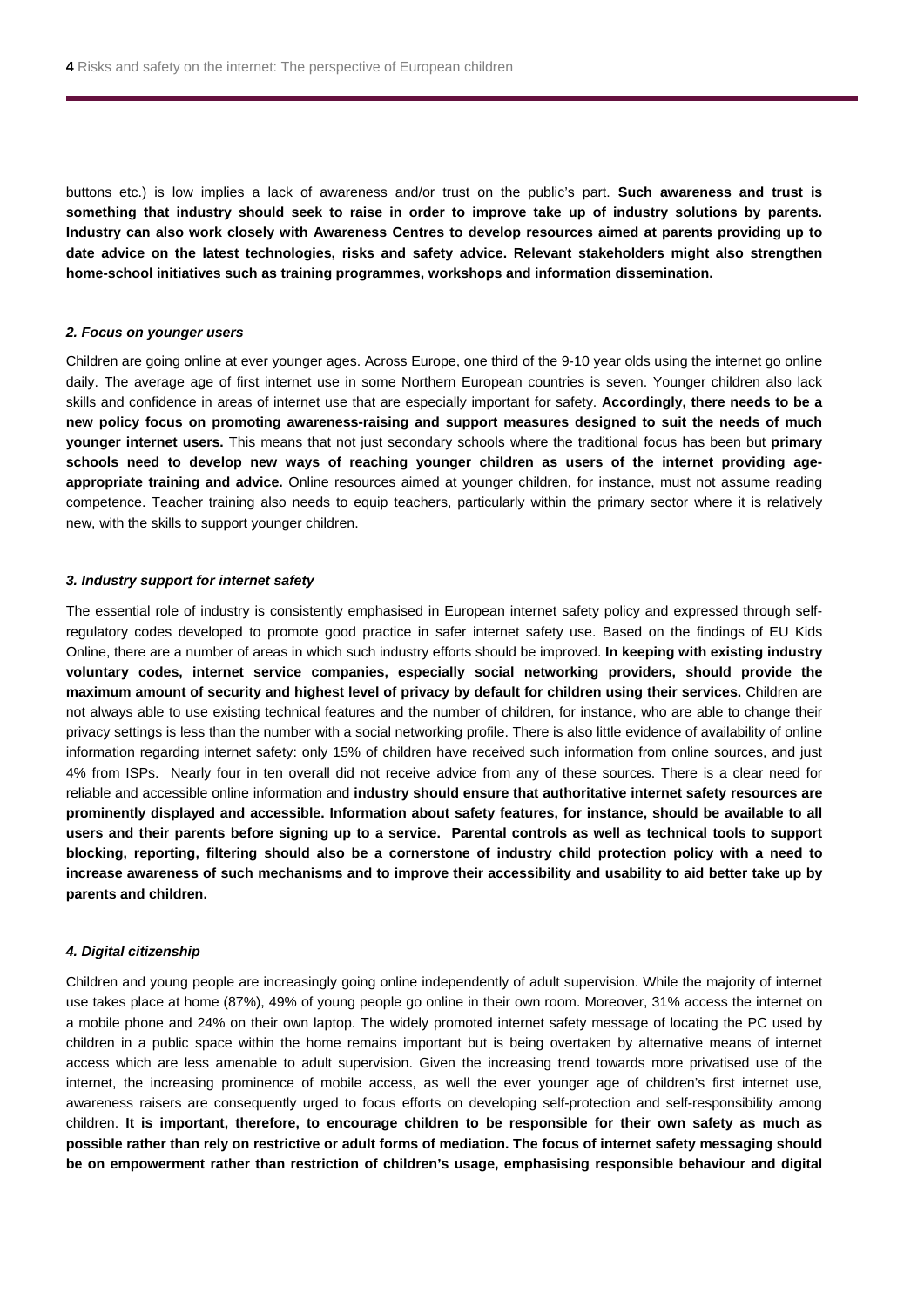buttons etc.) is low implies a lack of awareness and/or trust on the public's part. **Such awareness and trust is something that industry should seek to raise in order to improve take up of industry solutions by parents. Industry can also work closely with Awareness Centres to develop resources aimed at parents providing up to date advice on the latest technologies, risks and safety advice. Relevant stakeholders might also strengthen home-school initiatives such as training programmes, workshops and information dissemination.**

***2. Focus on younger users***

Children are going online at ever younger ages. Across Europe, one third of the 9-10 year olds using the internet go online daily. The average age of first internet use in some Northern European countries is seven. Younger children also lack skills and confidence in areas of internet use that are especially important for safety. **Accordingly, there needs to be a new policy focus on promoting awareness-raising and support measures designed to suit the needs of much younger internet users.** This means that not just secondary schools where the traditional focus has been but **primary schools need to develop new ways of reaching younger children as users of the internet providing age-appropriate training and advice.** Online resources aimed at younger children, for instance, must not assume reading competence. Teacher training also needs to equip teachers, particularly within the primary sector where it is relatively new, with the skills to support younger children.

***3. Industry support for internet safety***

The essential role of industry is consistently emphasised in European internet safety policy and expressed through self-regulatory codes developed to promote good practice in safer internet safety use. Based on the findings of EU Kids Online, there are a number of areas in which such industry efforts should be improved. **In keeping with existing industry voluntary codes, internet service companies, especially social networking providers, should provide the maximum amount of security and highest level of privacy by default for children using their services.** Children are not always able to use existing technical features and the number of children, for instance, who are able to change their privacy settings is less than the number with a social networking profile. There is also little evidence of availability of online information regarding internet safety: only 15% of children have received such information from online sources, and just 4% from ISPs. Nearly four in ten overall did not receive advice from any of these sources. There is a clear need for reliable and accessible online information and **industry should ensure that authoritative internet safety resources are prominently displayed and accessible. Information about safety features, for instance, should be available to all users and their parents before signing up to a service. Parental controls as well as technical tools to support blocking, reporting, filtering should also be a cornerstone of industry child protection policy with a need to increase awareness of such mechanisms and to improve their accessibility and usability to aid better take up by parents and children.**

***4. Digital citizenship***

Children and young people are increasingly going online independently of adult supervision. While the majority of internet use takes place at home (87%), 49% of young people go online in their own room. Moreover, 31% access the internet on a mobile phone and 24% on their own laptop. The widely promoted internet safety message of locating the PC used by children in a public space within the home remains important but is being overtaken by alternative means of internet access which are less amenable to adult supervision. Given the increasing trend towards more privatised use of the internet, the increasing prominence of mobile access, as well the ever younger age of children's first internet use, awareness raisers are consequently urged to focus efforts on developing self-protection and self-responsibility among children. **It is important, therefore, to encourage children to be responsible for their own safety as much as possible rather than rely on restrictive or adult forms of mediation. The focus of internet safety messaging should be on empowerment rather than restriction of children's usage, emphasising responsible behaviour and digital**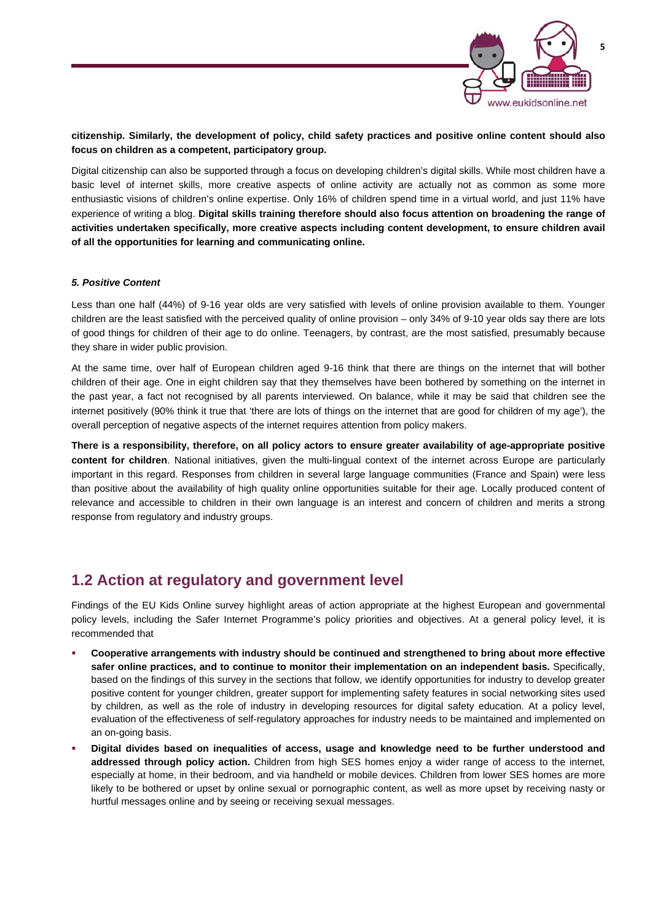**citizenship. Similarly, the development of policy, child safety practices and positive online content should also focus on children as a competent, participatory group.**

Digital citizenship can also be supported through a focus on developing children's digital skills. While most children have a basic level of internet skills, more creative aspects of online activity are actually not as common as some more enthusiastic visions of children's online expertise. Only 16% of children spend time in a virtual world, and just 11% have experience of writing a blog. **Digital skills training therefore should also focus attention on broadening the range of activities undertaken specifically, more creative aspects including content development, to ensure children avail of all the opportunities for learning and communicating online.**

***5. Positive Content***

Less than one half (44%) of 9-16 year olds are very satisfied with levels of online provision available to them. Younger children are the least satisfied with the perceived quality of online provision – only 34% of 9-10 year olds say there are lots of good things for children of their age to do online. Teenagers, by contrast, are the most satisfied, presumably because they share in wider public provision.

At the same time, over half of European children aged 9-16 think that there are things on the internet that will bother children of their age. One in eight children say that they themselves have been bothered by something on the internet in the past year, a fact not recognised by all parents interviewed. On balance, while it may be said that children see the internet positively (90% think it true that 'there are lots of things on the internet that are good for children of my age'), the overall perception of negative aspects of the internet requires attention from policy makers.

**There is a responsibility, therefore, on all policy actors to ensure greater availability of age-appropriate positive content for children**. National initiatives, given the multi-lingual context of the internet across Europe are particularly important in this regard. Responses from children in several large language communities (France and Spain) were less than positive about the availability of high quality online opportunities suitable for their age. Locally produced content of relevance and accessible to children in their own language is an interest and concern of children and merits a strong response from regulatory and industry groups.

## 1.2 Action at regulatory and government level

Findings of the EU Kids Online survey highlight areas of action appropriate at the highest European and governmental policy levels, including the Safer Internet Programme's policy priorities and objectives. At a general policy level, it is recommended that

- **Cooperative arrangements with industry should be continued and strengthened to bring about more effective safer online practices, and to continue to monitor their implementation on an independent basis.** Specifically, based on the findings of this survey in the sections that follow, we identify opportunities for industry to develop greater positive content for younger children, greater support for implementing safety features in social networking sites used by children, as well as the role of industry in developing resources for digital safety education. At a policy level, evaluation of the effectiveness of self-regulatory approaches for industry needs to be maintained and implemented on an on-going basis.
- **Digital divides based on inequalities of access, usage and knowledge need to be further understood and addressed through policy action.** Children from high SES homes enjoy a wider range of access to the internet, especially at home, in their bedroom, and via handheld or mobile devices. Children from lower SES homes are more likely to be bothered or upset by online sexual or pornographic content, as well as more upset by receiving nasty or hurtful messages online and by seeing or receiving sexual messages.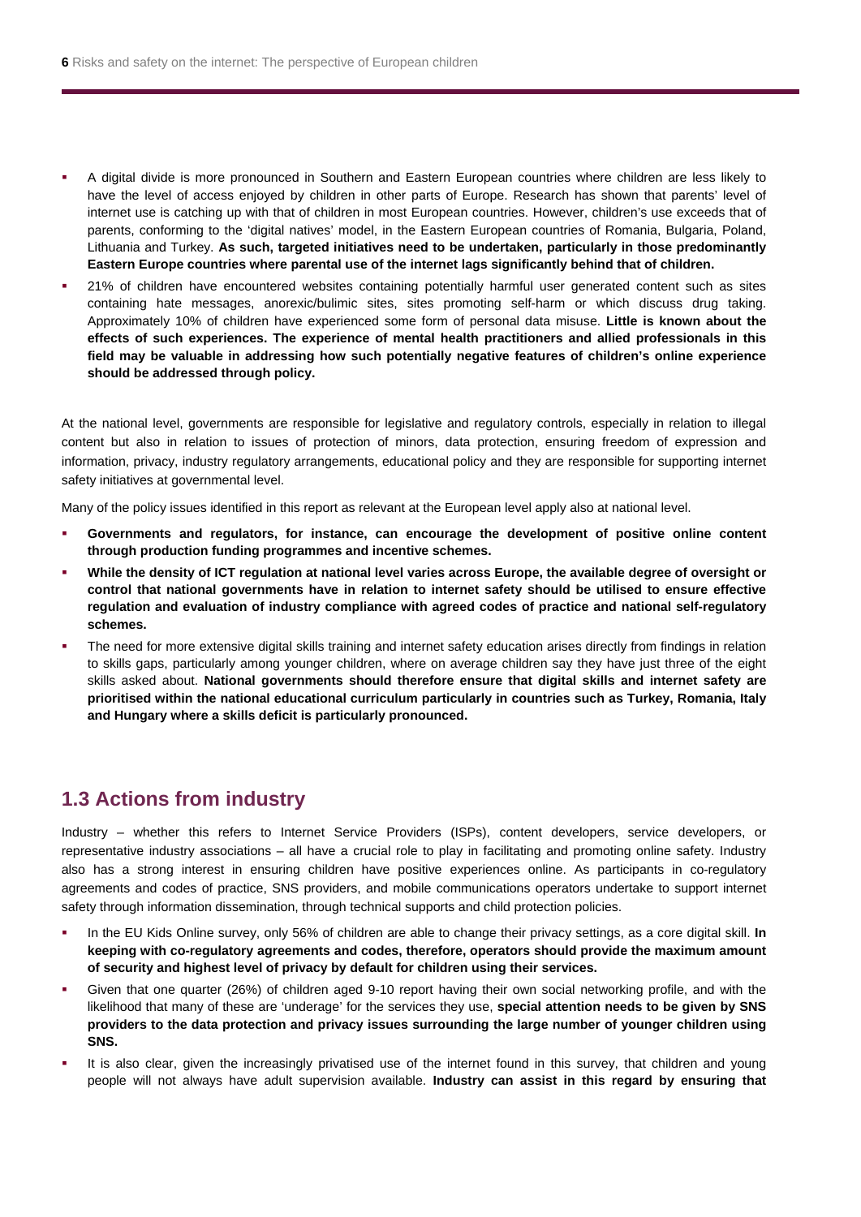- A digital divide is more pronounced in Southern and Eastern European countries where children are less likely to have the level of access enjoyed by children in other parts of Europe. Research has shown that parents' level of internet use is catching up with that of children in most European countries. However, children's use exceeds that of parents, conforming to the 'digital natives' model, in the Eastern European countries of Romania, Bulgaria, Poland, Lithuania and Turkey. **As such, targeted initiatives need to be undertaken, particularly in those predominantly Eastern Europe countries where parental use of the internet lags significantly behind that of children.**
- 21% of children have encountered websites containing potentially harmful user generated content such as sites containing hate messages, anorexic/bulimic sites, sites promoting self-harm or which discuss drug taking. Approximately 10% of children have experienced some form of personal data misuse. **Little is known about the effects of such experiences. The experience of mental health practitioners and allied professionals in this field may be valuable in addressing how such potentially negative features of children's online experience should be addressed through policy.**

At the national level, governments are responsible for legislative and regulatory controls, especially in relation to illegal content but also in relation to issues of protection of minors, data protection, ensuring freedom of expression and information, privacy, industry regulatory arrangements, educational policy and they are responsible for supporting internet safety initiatives at governmental level.

Many of the policy issues identified in this report as relevant at the European level apply also at national level.

- **Governments and regulators, for instance, can encourage the development of positive online content through production funding programmes and incentive schemes.**
- **While the density of ICT regulation at national level varies across Europe, the available degree of oversight or control that national governments have in relation to internet safety should be utilised to ensure effective regulation and evaluation of industry compliance with agreed codes of practice and national self-regulatory schemes.**
- The need for more extensive digital skills training and internet safety education arises directly from findings in relation to skills gaps, particularly among younger children, where on average children say they have just three of the eight skills asked about. **National governments should therefore ensure that digital skills and internet safety are prioritised within the national educational curriculum particularly in countries such as Turkey, Romania, Italy and Hungary where a skills deficit is particularly pronounced.**

## 1.3 Actions from industry

Industry – whether this refers to Internet Service Providers (ISPs), content developers, service developers, or representative industry associations – all have a crucial role to play in facilitating and promoting online safety. Industry also has a strong interest in ensuring children have positive experiences online. As participants in co-regulatory agreements and codes of practice, SNS providers, and mobile communications operators undertake to support internet safety through information dissemination, through technical supports and child protection policies.

- In the EU Kids Online survey, only 56% of children are able to change their privacy settings, as a core digital skill. **In keeping with co-regulatory agreements and codes, therefore, operators should provide the maximum amount of security and highest level of privacy by default for children using their services.**
- Given that one quarter (26%) of children aged 9-10 report having their own social networking profile, and with the likelihood that many of these are 'underage' for the services they use, **special attention needs to be given by SNS providers to the data protection and privacy issues surrounding the large number of younger children using SNS.**
- It is also clear, given the increasingly privatised use of the internet found in this survey, that children and young people will not always have adult supervision available. **Industry can assist in this regard by ensuring that**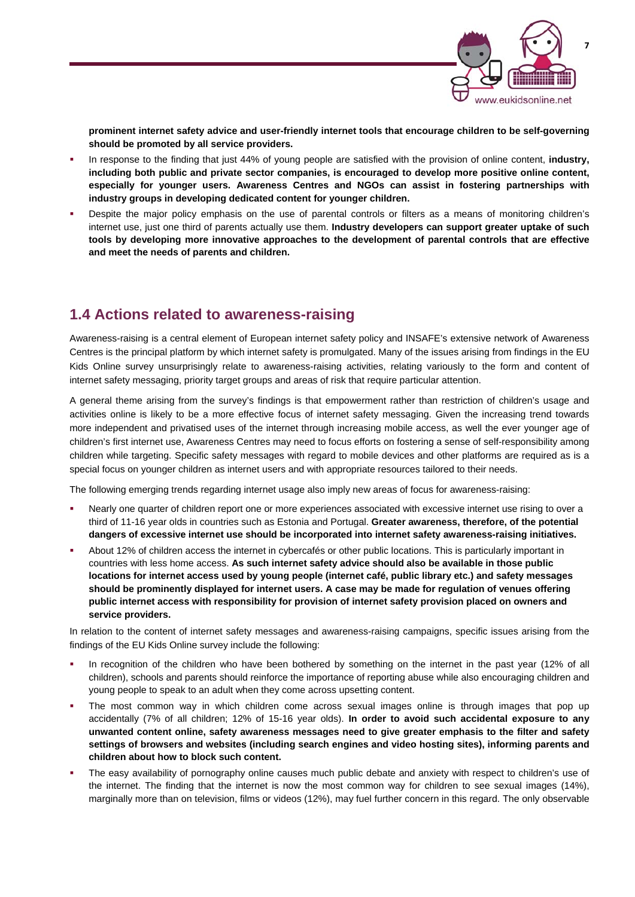**prominent internet safety advice and user-friendly internet tools that encourage children to be self-governing should be promoted by all service providers.**

- In response to the finding that just 44% of young people are satisfied with the provision of online content, **industry, including both public and private sector companies, is encouraged to develop more positive online content, especially for younger users. Awareness Centres and NGOs can assist in fostering partnerships with industry groups in developing dedicated content for younger children.**
- Despite the major policy emphasis on the use of parental controls or filters as a means of monitoring children's internet use, just one third of parents actually use them. **Industry developers can support greater uptake of such tools by developing more innovative approaches to the development of parental controls that are effective and meet the needs of parents and children.**

## 1.4 Actions related to awareness-raising

Awareness-raising is a central element of European internet safety policy and INSAFE's extensive network of Awareness Centres is the principal platform by which internet safety is promulgated. Many of the issues arising from findings in the EU Kids Online survey unsurprisingly relate to awareness-raising activities, relating variously to the form and content of internet safety messaging, priority target groups and areas of risk that require particular attention.

A general theme arising from the survey's findings is that empowerment rather than restriction of children's usage and activities online is likely to be a more effective focus of internet safety messaging. Given the increasing trend towards more independent and privatised uses of the internet through increasing mobile access, as well the ever younger age of children's first internet use, Awareness Centres may need to focus efforts on fostering a sense of self-responsibility among children while targeting. Specific safety messages with regard to mobile devices and other platforms are required as is a special focus on younger children as internet users and with appropriate resources tailored to their needs.

The following emerging trends regarding internet usage also imply new areas of focus for awareness-raising:

- Nearly one quarter of children report one or more experiences associated with excessive internet use rising to over a third of 11-16 year olds in countries such as Estonia and Portugal. **Greater awareness, therefore, of the potential dangers of excessive internet use should be incorporated into internet safety awareness-raising initiatives.**
- About 12% of children access the internet in cybercafés or other public locations. This is particularly important in countries with less home access. **As such internet safety advice should also be available in those public locations for internet access used by young people (internet café, public library etc.) and safety messages should be prominently displayed for internet users. A case may be made for regulation of venues offering public internet access with responsibility for provision of internet safety provision placed on owners and service providers.**

In relation to the content of internet safety messages and awareness-raising campaigns, specific issues arising from the findings of the EU Kids Online survey include the following:

- In recognition of the children who have been bothered by something on the internet in the past year (12% of all children), schools and parents should reinforce the importance of reporting abuse while also encouraging children and young people to speak to an adult when they come across upsetting content.
- The most common way in which children come across sexual images online is through images that pop up accidentally (7% of all children; 12% of 15-16 year olds). **In order to avoid such accidental exposure to any unwanted content online, safety awareness messages need to give greater emphasis to the filter and safety settings of browsers and websites (including search engines and video hosting sites), informing parents and children about how to block such content.**
- The easy availability of pornography online causes much public debate and anxiety with respect to children's use of the internet. The finding that the internet is now the most common way for children to see sexual images (14%), marginally more than on television, films or videos (12%), may fuel further concern in this regard. The only observable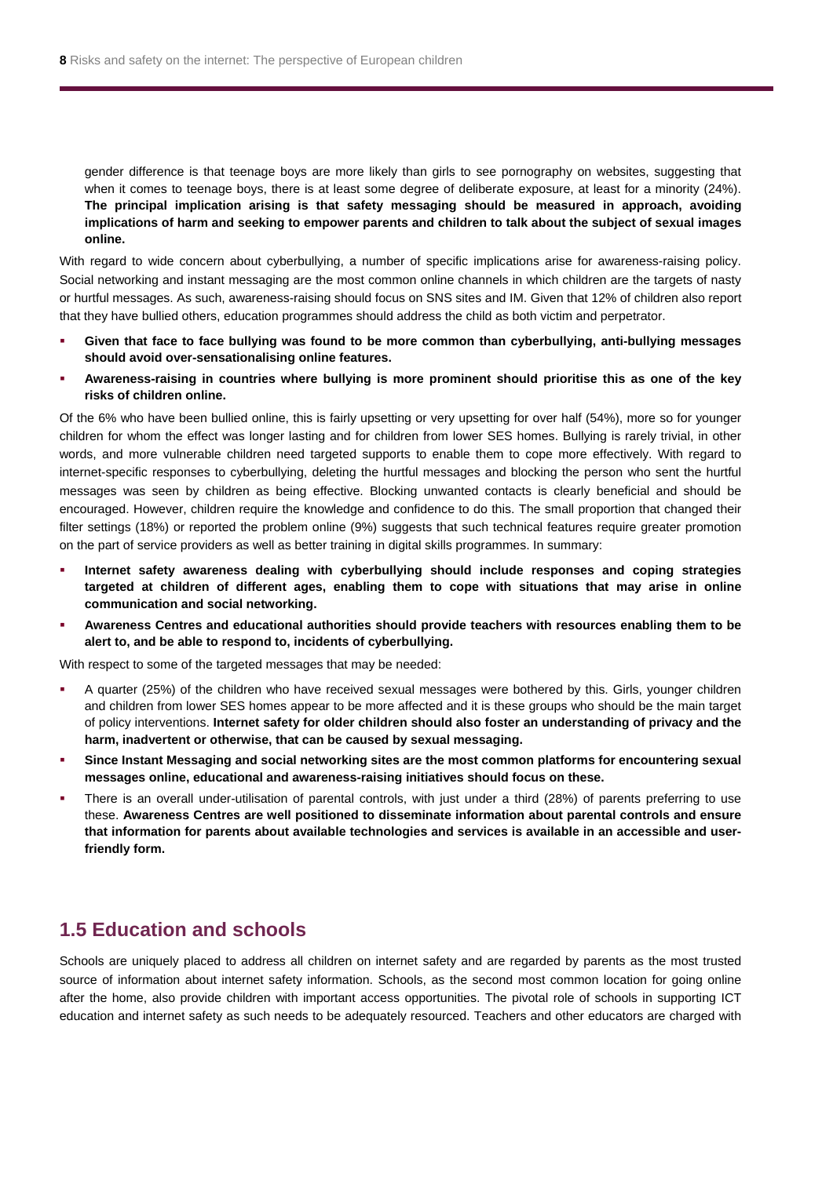gender difference is that teenage boys are more likely than girls to see pornography on websites, suggesting that when it comes to teenage boys, there is at least some degree of deliberate exposure, at least for a minority (24%). **The principal implication arising is that safety messaging should be measured in approach, avoiding implications of harm and seeking to empower parents and children to talk about the subject of sexual images online.**

With regard to wide concern about cyberbullying, a number of specific implications arise for awareness-raising policy. Social networking and instant messaging are the most common online channels in which children are the targets of nasty or hurtful messages. As such, awareness-raising should focus on SNS sites and IM. Given that 12% of children also report that they have bullied others, education programmes should address the child as both victim and perpetrator.

- **Given that face to face bullying was found to be more common than cyberbullying, anti-bullying messages should avoid over-sensationalising online features.**
- **Awareness-raising in countries where bullying is more prominent should prioritise this as one of the key risks of children online.**

Of the 6% who have been bullied online, this is fairly upsetting or very upsetting for over half (54%), more so for younger children for whom the effect was longer lasting and for children from lower SES homes. Bullying is rarely trivial, in other words, and more vulnerable children need targeted supports to enable them to cope more effectively. With regard to internet-specific responses to cyberbullying, deleting the hurtful messages and blocking the person who sent the hurtful messages was seen by children as being effective. Blocking unwanted contacts is clearly beneficial and should be encouraged. However, children require the knowledge and confidence to do this. The small proportion that changed their filter settings (18%) or reported the problem online (9%) suggests that such technical features require greater promotion on the part of service providers as well as better training in digital skills programmes. In summary:

- **Internet safety awareness dealing with cyberbullying should include responses and coping strategies targeted at children of different ages, enabling them to cope with situations that may arise in online communication and social networking.**
- **Awareness Centres and educational authorities should provide teachers with resources enabling them to be alert to, and be able to respond to, incidents of cyberbullying.**

With respect to some of the targeted messages that may be needed:

- A quarter (25%) of the children who have received sexual messages were bothered by this. Girls, younger children and children from lower SES homes appear to be more affected and it is these groups who should be the main target of policy interventions. **Internet safety for older children should also foster an understanding of privacy and the harm, inadvertent or otherwise, that can be caused by sexual messaging.**
- **Since Instant Messaging and social networking sites are the most common platforms for encountering sexual messages online, educational and awareness-raising initiatives should focus on these.**
- There is an overall under-utilisation of parental controls, with just under a third (28%) of parents preferring to use these. **Awareness Centres are well positioned to disseminate information about parental controls and ensure that information for parents about available technologies and services is available in an accessible and user-friendly form.**

## 1.5 Education and schools

Schools are uniquely placed to address all children on internet safety and are regarded by parents as the most trusted source of information about internet safety information. Schools, as the second most common location for going online after the home, also provide children with important access opportunities. The pivotal role of schools in supporting ICT education and internet safety as such needs to be adequately resourced. Teachers and other educators are charged with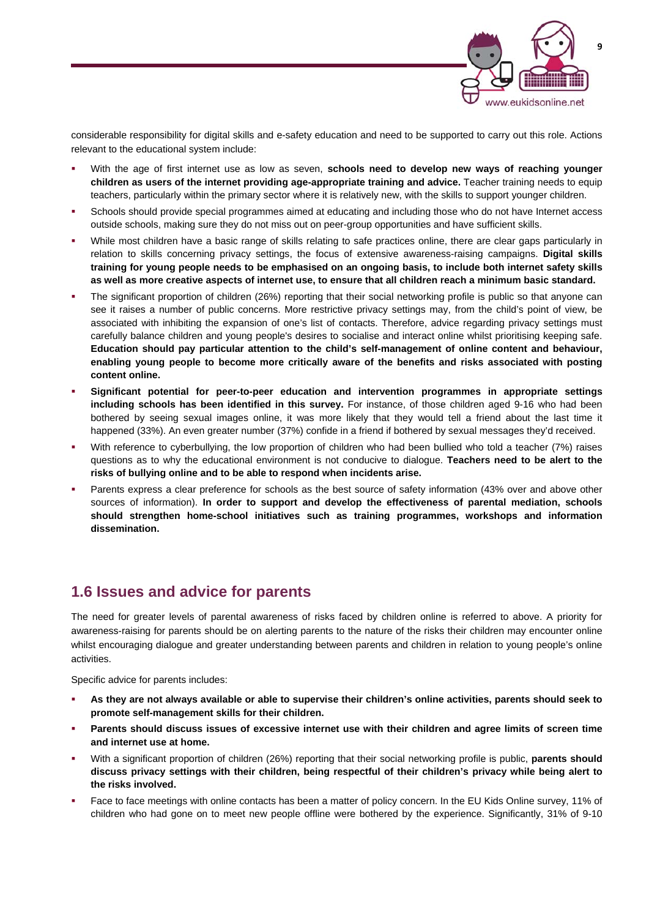considerable responsibility for digital skills and e-safety education and need to be supported to carry out this role. Actions relevant to the educational system include:

- With the age of first internet use as low as seven, **schools need to develop new ways of reaching younger children as users of the internet providing age-appropriate training and advice.** Teacher training needs to equip teachers, particularly within the primary sector where it is relatively new, with the skills to support younger children.
- Schools should provide special programmes aimed at educating and including those who do not have Internet access outside schools, making sure they do not miss out on peer-group opportunities and have sufficient skills.
- While most children have a basic range of skills relating to safe practices online, there are clear gaps particularly in relation to skills concerning privacy settings, the focus of extensive awareness-raising campaigns. **Digital skills training for young people needs to be emphasised on an ongoing basis, to include both internet safety skills as well as more creative aspects of internet use, to ensure that all children reach a minimum basic standard.**
- The significant proportion of children (26%) reporting that their social networking profile is public so that anyone can see it raises a number of public concerns. More restrictive privacy settings may, from the child's point of view, be associated with inhibiting the expansion of one's list of contacts. Therefore, advice regarding privacy settings must carefully balance children and young people's desires to socialise and interact online whilst prioritising keeping safe. **Education should pay particular attention to the child's self-management of online content and behaviour, enabling young people to become more critically aware of the benefits and risks associated with posting content online.**
- **Significant potential for peer-to-peer education and intervention programmes in appropriate settings including schools has been identified in this survey.** For instance, of those children aged 9-16 who had been bothered by seeing sexual images online, it was more likely that they would tell a friend about the last time it happened (33%). An even greater number (37%) confide in a friend if bothered by sexual messages they'd received.
- With reference to cyberbullying, the low proportion of children who had been bullied who told a teacher (7%) raises questions as to why the educational environment is not conducive to dialogue. **Teachers need to be alert to the risks of bullying online and to be able to respond when incidents arise.**
- Parents express a clear preference for schools as the best source of safety information (43% over and above other sources of information). **In order to support and develop the effectiveness of parental mediation, schools should strengthen home-school initiatives such as training programmes, workshops and information dissemination.**

## 1.6 Issues and advice for parents

The need for greater levels of parental awareness of risks faced by children online is referred to above. A priority for awareness-raising for parents should be on alerting parents to the nature of the risks their children may encounter online whilst encouraging dialogue and greater understanding between parents and children in relation to young people's online activities.

Specific advice for parents includes:

- **As they are not always available or able to supervise their children's online activities, parents should seek to promote self-management skills for their children.**
- **Parents should discuss issues of excessive internet use with their children and agree limits of screen time and internet use at home.**
- With a significant proportion of children (26%) reporting that their social networking profile is public, **parents should discuss privacy settings with their children, being respectful of their children's privacy while being alert to the risks involved.**
- Face to face meetings with online contacts has been a matter of policy concern. In the EU Kids Online survey, 11% of children who had gone on to meet new people offline were bothered by the experience. Significantly, 31% of 9-10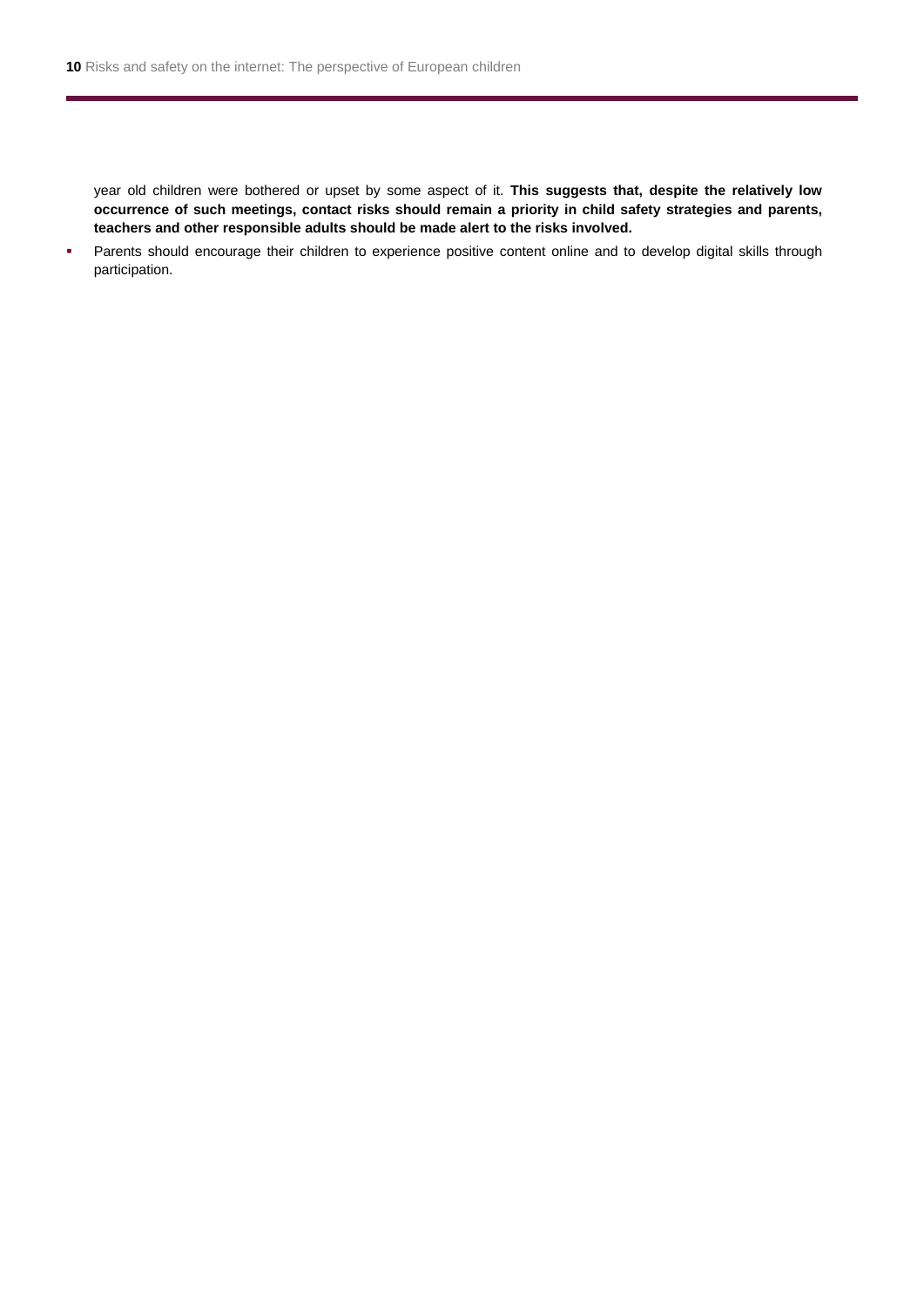year old children were bothered or upset by some aspect of it. **This suggests that, despite the relatively low occurrence of such meetings, contact risks should remain a priority in child safety strategies and parents, teachers and other responsible adults should be made alert to the risks involved.**

- Parents should encourage their children to experience positive content online and to develop digital skills through participation.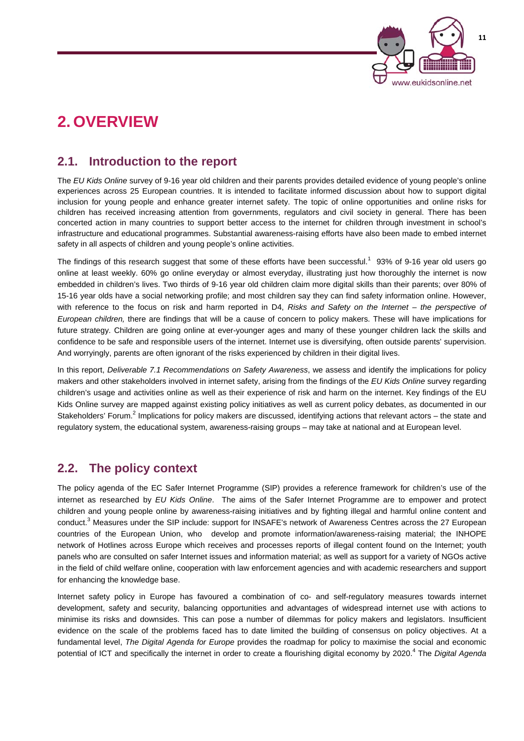# 2. OVERVIEW

## 2.1. Introduction to the report

The *EU Kids Online* survey of 9-16 year old children and their parents provides detailed evidence of young people's online experiences across 25 European countries. It is intended to facilitate informed discussion about how to support digital inclusion for young people and enhance greater internet safety. The topic of online opportunities and online risks for children has received increasing attention from governments, regulators and civil society in general. There has been concerted action in many countries to support better access to the internet for children through investment in school's infrastructure and educational programmes. Substantial awareness-raising efforts have also been made to embed internet safety in all aspects of children and young people's online activities.

The findings of this research suggest that some of these efforts have been successful.[1] 93% of 9-16 year old users go online at least weekly. 60% go online everyday or almost everyday, illustrating just how thoroughly the internet is now embedded in children's lives. Two thirds of 9-16 year old children claim more digital skills than their parents; over 80% of 15-16 year olds have a social networking profile; and most children say they can find safety information online. However, with reference to the focus on risk and harm reported in D4, *Risks and Safety on the Internet – the perspective of European children,* there are findings that will be a cause of concern to policy makers. These will have implications for future strategy. Children are going online at ever-younger ages and many of these younger children lack the skills and confidence to be safe and responsible users of the internet. Internet use is diversifying, often outside parents' supervision. And worryingly, parents are often ignorant of the risks experienced by children in their digital lives.

In this report, *Deliverable 7.1 Recommendations on Safety Awareness*, we assess and identify the implications for policy makers and other stakeholders involved in internet safety, arising from the findings of the *EU Kids Online* survey regarding children's usage and activities online as well as their experience of risk and harm on the internet. Key findings of the EU Kids Online survey are mapped against existing policy initiatives as well as current policy debates, as documented in our Stakeholders' Forum.[2] Implications for policy makers are discussed, identifying actions that relevant actors – the state and regulatory system, the educational system, awareness-raising groups – may take at national and at European level.

## 2.2. The policy context

The policy agenda of the EC Safer Internet Programme (SIP) provides a reference framework for children's use of the internet as researched by *EU Kids Online*. The aims of the Safer Internet Programme are to empower and protect children and young people online by awareness-raising initiatives and by fighting illegal and harmful online content and conduct.[3] Measures under the SIP include: support for INSAFE's network of Awareness Centres across the 27 European countries of the European Union, who develop and promote information/awareness-raising material; the INHOPE network of Hotlines across Europe which receives and processes reports of illegal content found on the Internet; youth panels who are consulted on safer Internet issues and information material; as well as support for a variety of NGOs active in the field of child welfare online, cooperation with law enforcement agencies and with academic researchers and support for enhancing the knowledge base.

Internet safety policy in Europe has favoured a combination of co- and self-regulatory measures towards internet development, safety and security, balancing opportunities and advantages of widespread internet use with actions to minimise its risks and downsides. This can pose a number of dilemmas for policy makers and legislators. Insufficient evidence on the scale of the problems faced has to date limited the building of consensus on policy objectives. At a fundamental level, *The Digital Agenda for Europe* provides the roadmap for policy to maximise the social and economic potential of ICT and specifically the internet in order to create a flourishing digital economy by 2020.[4] The *Digital Agenda*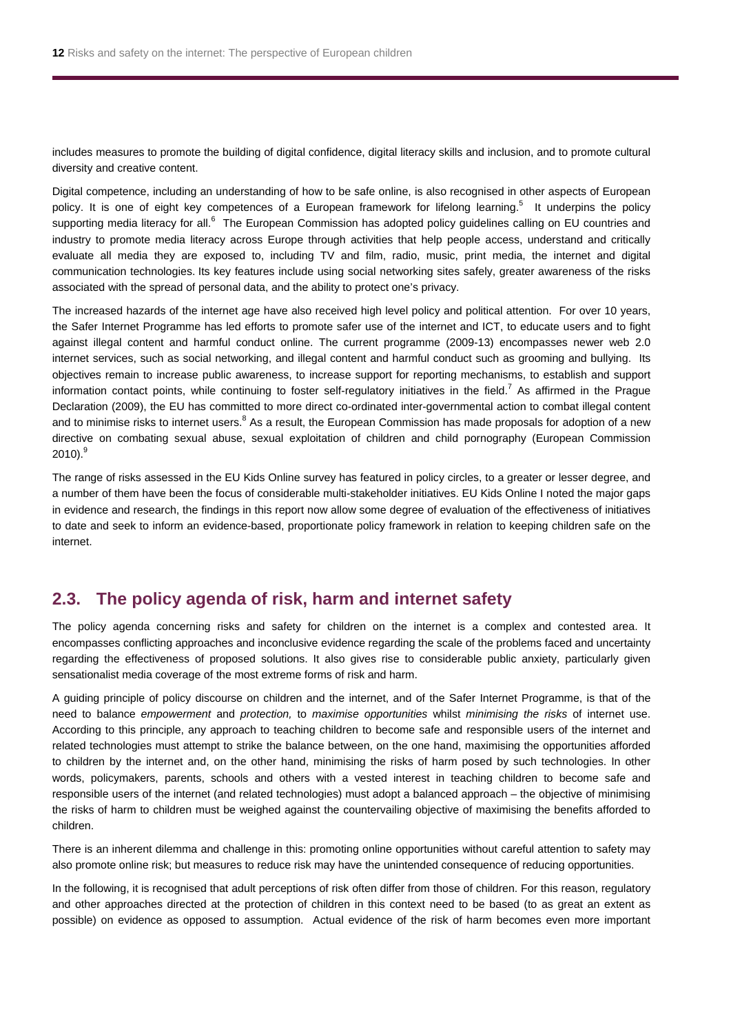includes measures to promote the building of digital confidence, digital literacy skills and inclusion, and to promote cultural diversity and creative content.

Digital competence, including an understanding of how to be safe online, is also recognised in other aspects of European policy. It is one of eight key competences of a European framework for lifelong learning.[5] It underpins the policy supporting media literacy for all.[6] The European Commission has adopted policy guidelines calling on EU countries and industry to promote media literacy across Europe through activities that help people access, understand and critically evaluate all media they are exposed to, including TV and film, radio, music, print media, the internet and digital communication technologies. Its key features include using social networking sites safely, greater awareness of the risks associated with the spread of personal data, and the ability to protect one's privacy.

The increased hazards of the internet age have also received high level policy and political attention. For over 10 years, the Safer Internet Programme has led efforts to promote safer use of the internet and ICT, to educate users and to fight against illegal content and harmful conduct online. The current programme (2009-13) encompasses newer web 2.0 internet services, such as social networking, and illegal content and harmful conduct such as grooming and bullying. Its objectives remain to increase public awareness, to increase support for reporting mechanisms, to establish and support information contact points, while continuing to foster self-regulatory initiatives in the field.[7] As affirmed in the Prague Declaration (2009), the EU has committed to more direct co-ordinated inter-governmental action to combat illegal content and to minimise risks to internet users.[8] As a result, the European Commission has made proposals for adoption of a new directive on combating sexual abuse, sexual exploitation of children and child pornography (European Commission 2010).[9]

The range of risks assessed in the EU Kids Online survey has featured in policy circles, to a greater or lesser degree, and a number of them have been the focus of considerable multi-stakeholder initiatives. EU Kids Online I noted the major gaps in evidence and research, the findings in this report now allow some degree of evaluation of the effectiveness of initiatives to date and seek to inform an evidence-based, proportionate policy framework in relation to keeping children safe on the internet.

## 2.3. The policy agenda of risk, harm and internet safety

The policy agenda concerning risks and safety for children on the internet is a complex and contested area. It encompasses conflicting approaches and inconclusive evidence regarding the scale of the problems faced and uncertainty regarding the effectiveness of proposed solutions. It also gives rise to considerable public anxiety, particularly given sensationalist media coverage of the most extreme forms of risk and harm.

A guiding principle of policy discourse on children and the internet, and of the Safer Internet Programme, is that of the need to balance *empowerment* and *protection,* to *maximise opportunities* whilst *minimising the risks* of internet use. According to this principle, any approach to teaching children to become safe and responsible users of the internet and related technologies must attempt to strike the balance between, on the one hand, maximising the opportunities afforded to children by the internet and, on the other hand, minimising the risks of harm posed by such technologies. In other words, policymakers, parents, schools and others with a vested interest in teaching children to become safe and responsible users of the internet (and related technologies) must adopt a balanced approach – the objective of minimising the risks of harm to children must be weighed against the countervailing objective of maximising the benefits afforded to children.

There is an inherent dilemma and challenge in this: promoting online opportunities without careful attention to safety may also promote online risk; but measures to reduce risk may have the unintended consequence of reducing opportunities.

In the following, it is recognised that adult perceptions of risk often differ from those of children. For this reason, regulatory and other approaches directed at the protection of children in this context need to be based (to as great an extent as possible) on evidence as opposed to assumption. Actual evidence of the risk of harm becomes even more important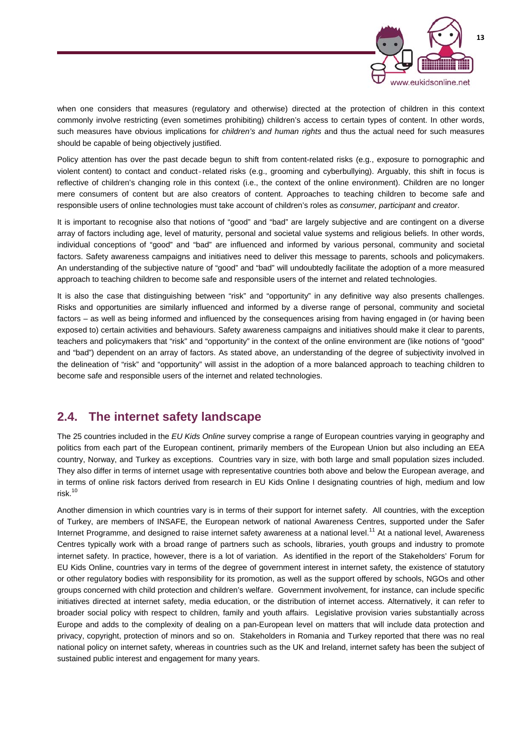when one considers that measures (regulatory and otherwise) directed at the protection of children in this context commonly involve restricting (even sometimes prohibiting) children's access to certain types of content. In other words, such measures have obvious implications for *children's and human rights* and thus the actual need for such measures should be capable of being objectively justified.

Policy attention has over the past decade begun to shift from content-related risks (e.g., exposure to pornographic and violent content) to contact and conduct-related risks (e.g., grooming and cyberbullying). Arguably, this shift in focus is reflective of children's changing role in this context (i.e., the context of the online environment). Children are no longer mere consumers of content but are also creators of content. Approaches to teaching children to become safe and responsible users of online technologies must take account of children's roles as *consumer, participant* and *creator*.

It is important to recognise also that notions of "good" and "bad" are largely subjective and are contingent on a diverse array of factors including age, level of maturity, personal and societal value systems and religious beliefs. In other words, individual conceptions of "good" and "bad" are influenced and informed by various personal, community and societal factors. Safety awareness campaigns and initiatives need to deliver this message to parents, schools and policymakers. An understanding of the subjective nature of "good" and "bad" will undoubtedly facilitate the adoption of a more measured approach to teaching children to become safe and responsible users of the internet and related technologies.

It is also the case that distinguishing between "risk" and "opportunity" in any definitive way also presents challenges. Risks and opportunities are similarly influenced and informed by a diverse range of personal, community and societal factors – as well as being informed and influenced by the consequences arising from having engaged in (or having been exposed to) certain activities and behaviours. Safety awareness campaigns and initiatives should make it clear to parents, teachers and policymakers that "risk" and "opportunity" in the context of the online environment are (like notions of "good" and "bad") dependent on an array of factors. As stated above, an understanding of the degree of subjectivity involved in the delineation of "risk" and "opportunity" will assist in the adoption of a more balanced approach to teaching children to become safe and responsible users of the internet and related technologies.

## 2.4. The internet safety landscape

The 25 countries included in the *EU Kids Online* survey comprise a range of European countries varying in geography and politics from each part of the European continent, primarily members of the European Union but also including an EEA country, Norway, and Turkey as exceptions. Countries vary in size, with both large and small population sizes included. They also differ in terms of internet usage with representative countries both above and below the European average, and in terms of online risk factors derived from research in EU Kids Online I designating countries of high, medium and low risk.[10]

Another dimension in which countries vary is in terms of their support for internet safety. All countries, with the exception of Turkey, are members of INSAFE, the European network of national Awareness Centres, supported under the Safer Internet Programme, and designed to raise internet safety awareness at a national level.[11] At a national level, Awareness Centres typically work with a broad range of partners such as schools, libraries, youth groups and industry to promote internet safety. In practice, however, there is a lot of variation. As identified in the report of the Stakeholders' Forum for EU Kids Online, countries vary in terms of the degree of government interest in internet safety, the existence of statutory or other regulatory bodies with responsibility for its promotion, as well as the support offered by schools, NGOs and other groups concerned with child protection and children's welfare. Government involvement, for instance, can include specific initiatives directed at internet safety, media education, or the distribution of internet access. Alternatively, it can refer to broader social policy with respect to children, family and youth affairs. Legislative provision varies substantially across Europe and adds to the complexity of dealing on a pan-European level on matters that will include data protection and privacy, copyright, protection of minors and so on. Stakeholders in Romania and Turkey reported that there was no real national policy on internet safety, whereas in countries such as the UK and Ireland, internet safety has been the subject of sustained public interest and engagement for many years.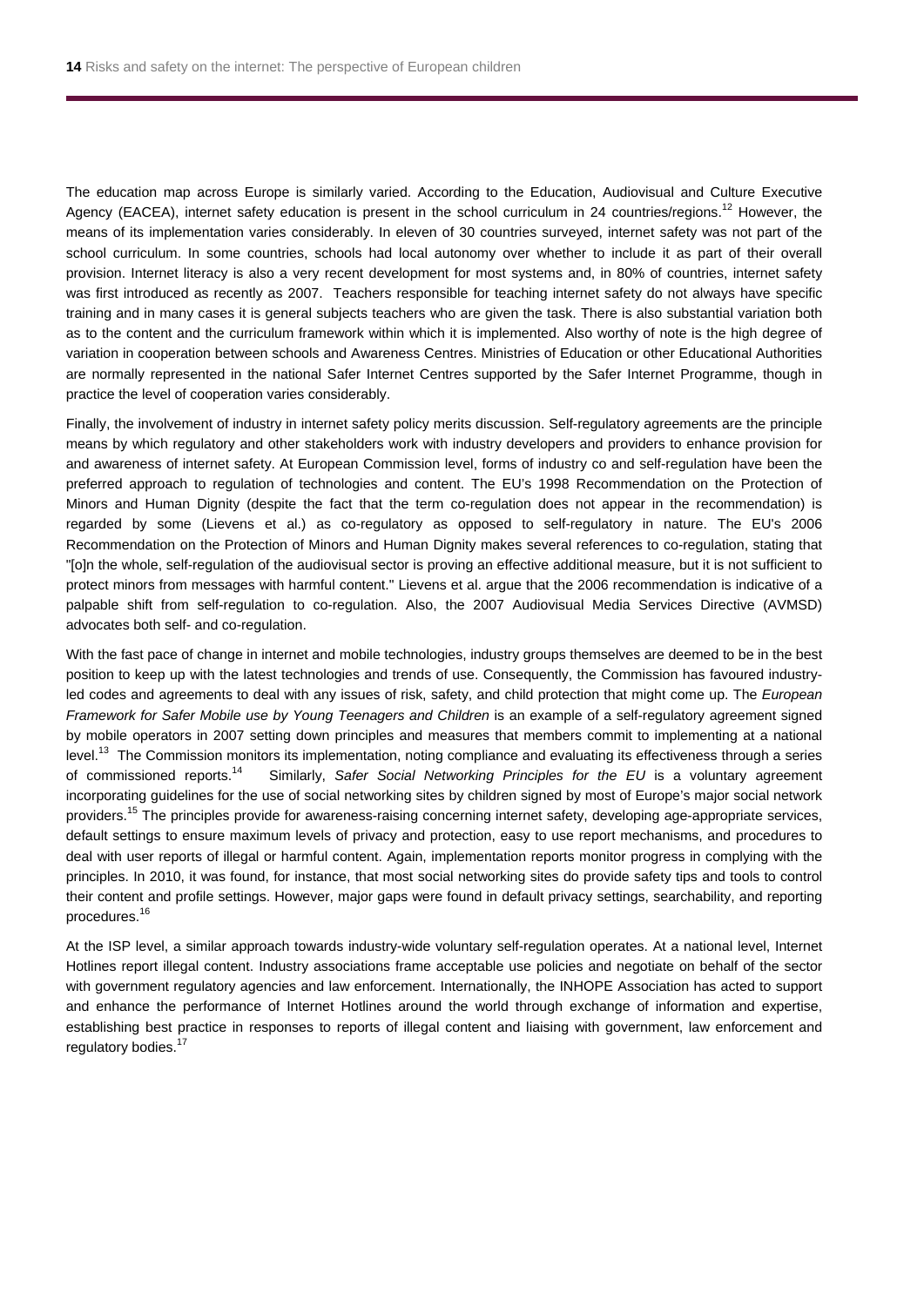The education map across Europe is similarly varied. According to the Education, Audiovisual and Culture Executive Agency (EACEA), internet safety education is present in the school curriculum in 24 countries/regions.[12] However, the means of its implementation varies considerably. In eleven of 30 countries surveyed, internet safety was not part of the school curriculum. In some countries, schools had local autonomy over whether to include it as part of their overall provision. Internet literacy is also a very recent development for most systems and, in 80% of countries, internet safety was first introduced as recently as 2007. Teachers responsible for teaching internet safety do not always have specific training and in many cases it is general subjects teachers who are given the task. There is also substantial variation both as to the content and the curriculum framework within which it is implemented. Also worthy of note is the high degree of variation in cooperation between schools and Awareness Centres. Ministries of Education or other Educational Authorities are normally represented in the national Safer Internet Centres supported by the Safer Internet Programme, though in practice the level of cooperation varies considerably.

Finally, the involvement of industry in internet safety policy merits discussion. Self-regulatory agreements are the principle means by which regulatory and other stakeholders work with industry developers and providers to enhance provision for and awareness of internet safety. At European Commission level, forms of industry co and self-regulation have been the preferred approach to regulation of technologies and content. The EU's 1998 Recommendation on the Protection of Minors and Human Dignity (despite the fact that the term co-regulation does not appear in the recommendation) is regarded by some (Lievens et al.) as co-regulatory as opposed to self-regulatory in nature. The EU's 2006 Recommendation on the Protection of Minors and Human Dignity makes several references to co-regulation, stating that "[o]n the whole, self-regulation of the audiovisual sector is proving an effective additional measure, but it is not sufficient to protect minors from messages with harmful content." Lievens et al. argue that the 2006 recommendation is indicative of a palpable shift from self-regulation to co-regulation. Also, the 2007 Audiovisual Media Services Directive (AVMSD) advocates both self- and co-regulation.

With the fast pace of change in internet and mobile technologies, industry groups themselves are deemed to be in the best position to keep up with the latest technologies and trends of use. Consequently, the Commission has favoured industry-led codes and agreements to deal with any issues of risk, safety, and child protection that might come up. The *European Framework for Safer Mobile use by Young Teenagers and Children* is an example of a self-regulatory agreement signed by mobile operators in 2007 setting down principles and measures that members commit to implementing at a national level.[13] The Commission monitors its implementation, noting compliance and evaluating its effectiveness through a series of commissioned reports.[14] Similarly, *Safer Social Networking Principles for the EU* is a voluntary agreement incorporating guidelines for the use of social networking sites by children signed by most of Europe's major social network providers.[15] The principles provide for awareness-raising concerning internet safety, developing age-appropriate services, default settings to ensure maximum levels of privacy and protection, easy to use report mechanisms, and procedures to deal with user reports of illegal or harmful content. Again, implementation reports monitor progress in complying with the principles. In 2010, it was found, for instance, that most social networking sites do provide safety tips and tools to control their content and profile settings. However, major gaps were found in default privacy settings, searchability, and reporting procedures.[16]

At the ISP level, a similar approach towards industry-wide voluntary self-regulation operates. At a national level, Internet Hotlines report illegal content. Industry associations frame acceptable use policies and negotiate on behalf of the sector with government regulatory agencies and law enforcement. Internationally, the INHOPE Association has acted to support and enhance the performance of Internet Hotlines around the world through exchange of information and expertise, establishing best practice in responses to reports of illegal content and liaising with government, law enforcement and regulatory bodies.[17]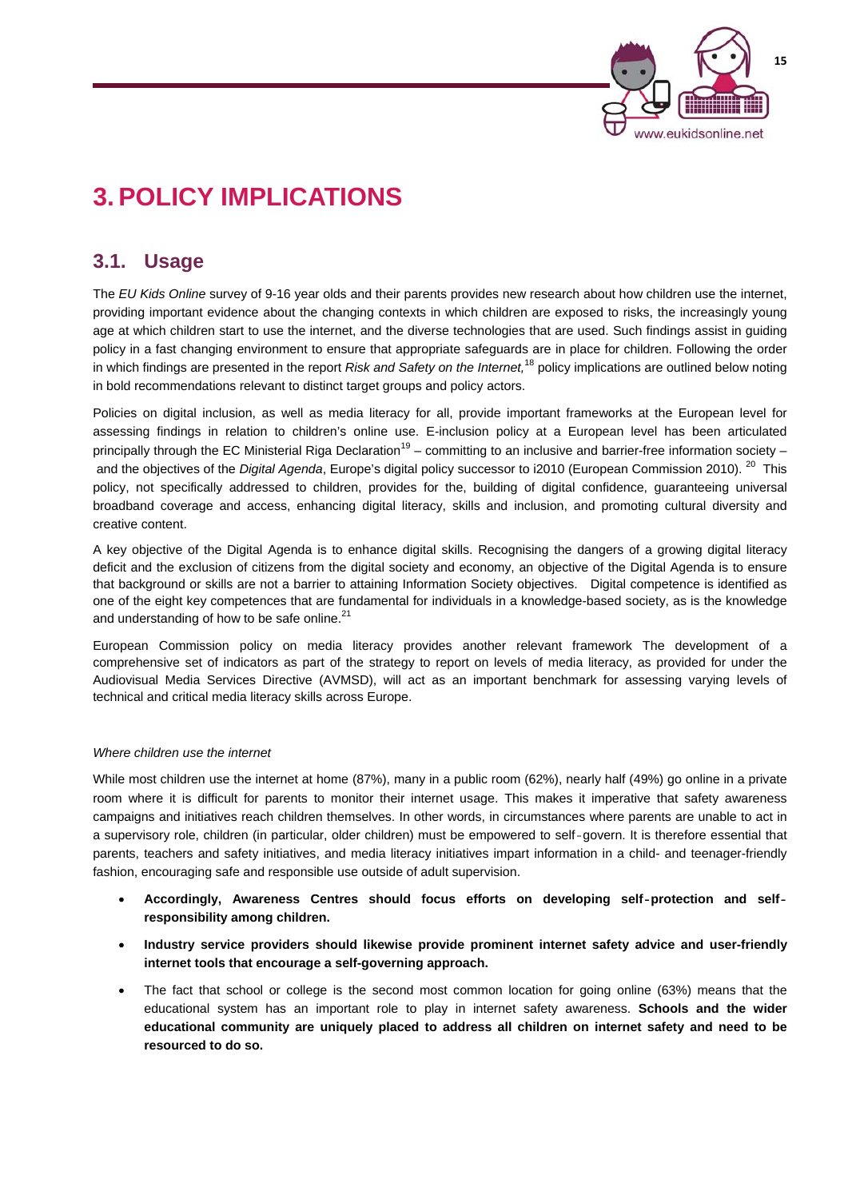# 3. POLICY IMPLICATIONS

## 3.1. Usage

The *EU Kids Online* survey of 9-16 year olds and their parents provides new research about how children use the internet, providing important evidence about the changing contexts in which children are exposed to risks, the increasingly young age at which children start to use the internet, and the diverse technologies that are used. Such findings assist in guiding policy in a fast changing environment to ensure that appropriate safeguards are in place for children. Following the order in which findings are presented in the report *Risk and Safety on the Internet,*[18] policy implications are outlined below noting in bold recommendations relevant to distinct target groups and policy actors.

Policies on digital inclusion, as well as media literacy for all, provide important frameworks at the European level for assessing findings in relation to children's online use. E-inclusion policy at a European level has been articulated principally through the EC Ministerial Riga Declaration[19] – committing to an inclusive and barrier-free information society – and the objectives of the *Digital Agenda*, Europe's digital policy successor to i2010 (European Commission 2010). [20] This policy, not specifically addressed to children, provides for the, building of digital confidence, guaranteeing universal broadband coverage and access, enhancing digital literacy, skills and inclusion, and promoting cultural diversity and creative content.

A key objective of the Digital Agenda is to enhance digital skills. Recognising the dangers of a growing digital literacy deficit and the exclusion of citizens from the digital society and economy, an objective of the Digital Agenda is to ensure that background or skills are not a barrier to attaining Information Society objectives. Digital competence is identified as one of the eight key competences that are fundamental for individuals in a knowledge-based society, as is the knowledge and understanding of how to be safe online.[21]

European Commission policy on media literacy provides another relevant framework The development of a comprehensive set of indicators as part of the strategy to report on levels of media literacy, as provided for under the Audiovisual Media Services Directive (AVMSD), will act as an important benchmark for assessing varying levels of technical and critical media literacy skills across Europe.

*Where children use the internet*

While most children use the internet at home (87%), many in a public room (62%), nearly half (49%) go online in a private room where it is difficult for parents to monitor their internet usage. This makes it imperative that safety awareness campaigns and initiatives reach children themselves. In other words, in circumstances where parents are unable to act in a supervisory role, children (in particular, older children) must be empowered to self-govern. It is therefore essential that parents, teachers and safety initiatives, and media literacy initiatives impart information in a child- and teenager-friendly fashion, encouraging safe and responsible use outside of adult supervision.

- **Accordingly, Awareness Centres should focus efforts on developing self-protection and self-responsibility among children.**
- **Industry service providers should likewise provide prominent internet safety advice and user-friendly internet tools that encourage a self-governing approach.**
- The fact that school or college is the second most common location for going online (63%) means that the educational system has an important role to play in internet safety awareness. **Schools and the wider educational community are uniquely placed to address all children on internet safety and need to be resourced to do so.**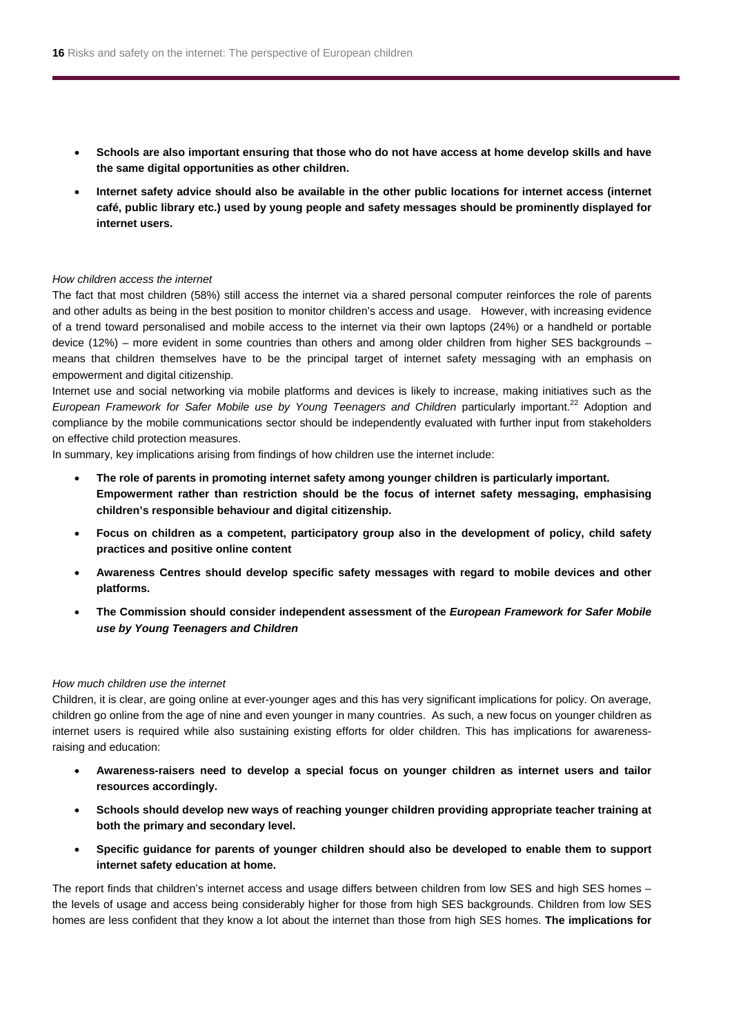- **Schools are also important ensuring that those who do not have access at home develop skills and have the same digital opportunities as other children.**
- **Internet safety advice should also be available in the other public locations for internet access (internet café, public library etc.) used by young people and safety messages should be prominently displayed for internet users.**

*How children access the internet*

The fact that most children (58%) still access the internet via a shared personal computer reinforces the role of parents and other adults as being in the best position to monitor children's access and usage. However, with increasing evidence of a trend toward personalised and mobile access to the internet via their own laptops (24%) or a handheld or portable device (12%) – more evident in some countries than others and among older children from higher SES backgrounds – means that children themselves have to be the principal target of internet safety messaging with an emphasis on empowerment and digital citizenship.

Internet use and social networking via mobile platforms and devices is likely to increase, making initiatives such as the *European Framework for Safer Mobile use by Young Teenagers and Children* particularly important.[22] Adoption and compliance by the mobile communications sector should be independently evaluated with further input from stakeholders on effective child protection measures.

In summary, key implications arising from findings of how children use the internet include:

- **The role of parents in promoting internet safety among younger children is particularly important. Empowerment rather than restriction should be the focus of internet safety messaging, emphasising children's responsible behaviour and digital citizenship.**
- **Focus on children as a competent, participatory group also in the development of policy, child safety practices and positive online content**
- **Awareness Centres should develop specific safety messages with regard to mobile devices and other platforms.**
- **The Commission should consider independent assessment of the *European Framework for Safer Mobile use by Young Teenagers and Children***

*How much children use the internet*

Children, it is clear, are going online at ever-younger ages and this has very significant implications for policy. On average, children go online from the age of nine and even younger in many countries. As such, a new focus on younger children as internet users is required while also sustaining existing efforts for older children. This has implications for awareness-raising and education:

- **Awareness-raisers need to develop a special focus on younger children as internet users and tailor resources accordingly.**
- **Schools should develop new ways of reaching younger children providing appropriate teacher training at both the primary and secondary level.**
- **Specific guidance for parents of younger children should also be developed to enable them to support internet safety education at home.**

The report finds that children's internet access and usage differs between children from low SES and high SES homes – the levels of usage and access being considerably higher for those from high SES backgrounds. Children from low SES homes are less confident that they know a lot about the internet than those from high SES homes. **The implications for**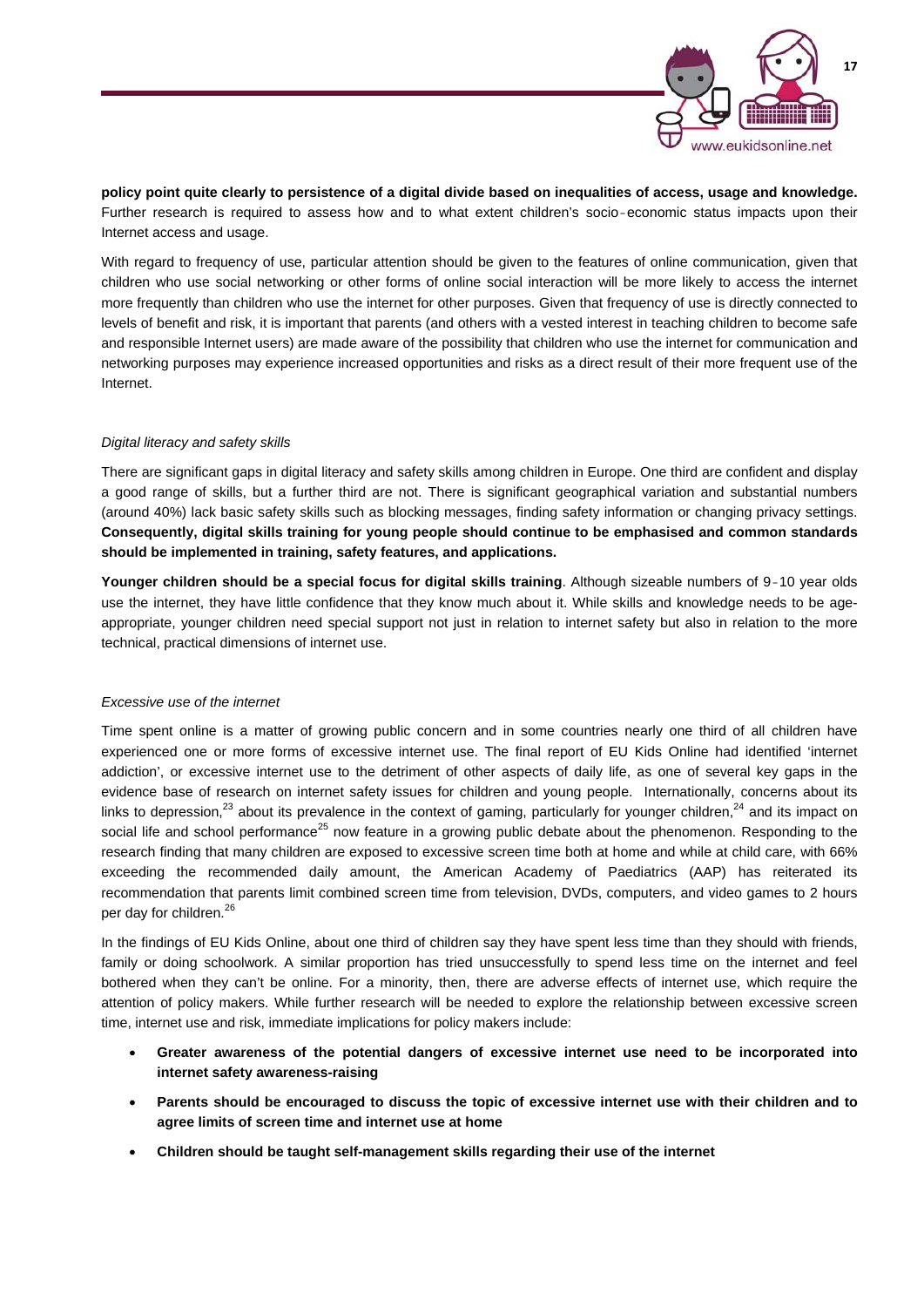**policy point quite clearly to persistence of a digital divide based on inequalities of access, usage and knowledge.** Further research is required to assess how and to what extent children's socio-economic status impacts upon their Internet access and usage.

With regard to frequency of use, particular attention should be given to the features of online communication, given that children who use social networking or other forms of online social interaction will be more likely to access the internet more frequently than children who use the internet for other purposes. Given that frequency of use is directly connected to levels of benefit and risk, it is important that parents (and others with a vested interest in teaching children to become safe and responsible Internet users) are made aware of the possibility that children who use the internet for communication and networking purposes may experience increased opportunities and risks as a direct result of their more frequent use of the Internet.

*Digital literacy and safety skills*

There are significant gaps in digital literacy and safety skills among children in Europe. One third are confident and display a good range of skills, but a further third are not. There is significant geographical variation and substantial numbers (around 40%) lack basic safety skills such as blocking messages, finding safety information or changing privacy settings. **Consequently, digital skills training for young people should continue to be emphasised and common standards should be implemented in training, safety features, and applications.**

**Younger children should be a special focus for digital skills training**. Although sizeable numbers of 9-10 year olds use the internet, they have little confidence that they know much about it. While skills and knowledge needs to be age-appropriate, younger children need special support not just in relation to internet safety but also in relation to the more technical, practical dimensions of internet use.

*Excessive use of the internet*

Time spent online is a matter of growing public concern and in some countries nearly one third of all children have experienced one or more forms of excessive internet use. The final report of EU Kids Online had identified 'internet addiction', or excessive internet use to the detriment of other aspects of daily life, as one of several key gaps in the evidence base of research on internet safety issues for children and young people. Internationally, concerns about its links to depression,[23] about its prevalence in the context of gaming, particularly for younger children,[24] and its impact on social life and school performance[25] now feature in a growing public debate about the phenomenon. Responding to the research finding that many children are exposed to excessive screen time both at home and while at child care, with 66% exceeding the recommended daily amount, the American Academy of Paediatrics (AAP) has reiterated its recommendation that parents limit combined screen time from television, DVDs, computers, and video games to 2 hours per day for children.[26]

In the findings of EU Kids Online, about one third of children say they have spent less time than they should with friends, family or doing schoolwork. A similar proportion has tried unsuccessfully to spend less time on the internet and feel bothered when they can't be online. For a minority, then, there are adverse effects of internet use, which require the attention of policy makers. While further research will be needed to explore the relationship between excessive screen time, internet use and risk, immediate implications for policy makers include:

- **Greater awareness of the potential dangers of excessive internet use need to be incorporated into internet safety awareness-raising**
- **Parents should be encouraged to discuss the topic of excessive internet use with their children and to agree limits of screen time and internet use at home**
- **Children should be taught self-management skills regarding their use of the internet**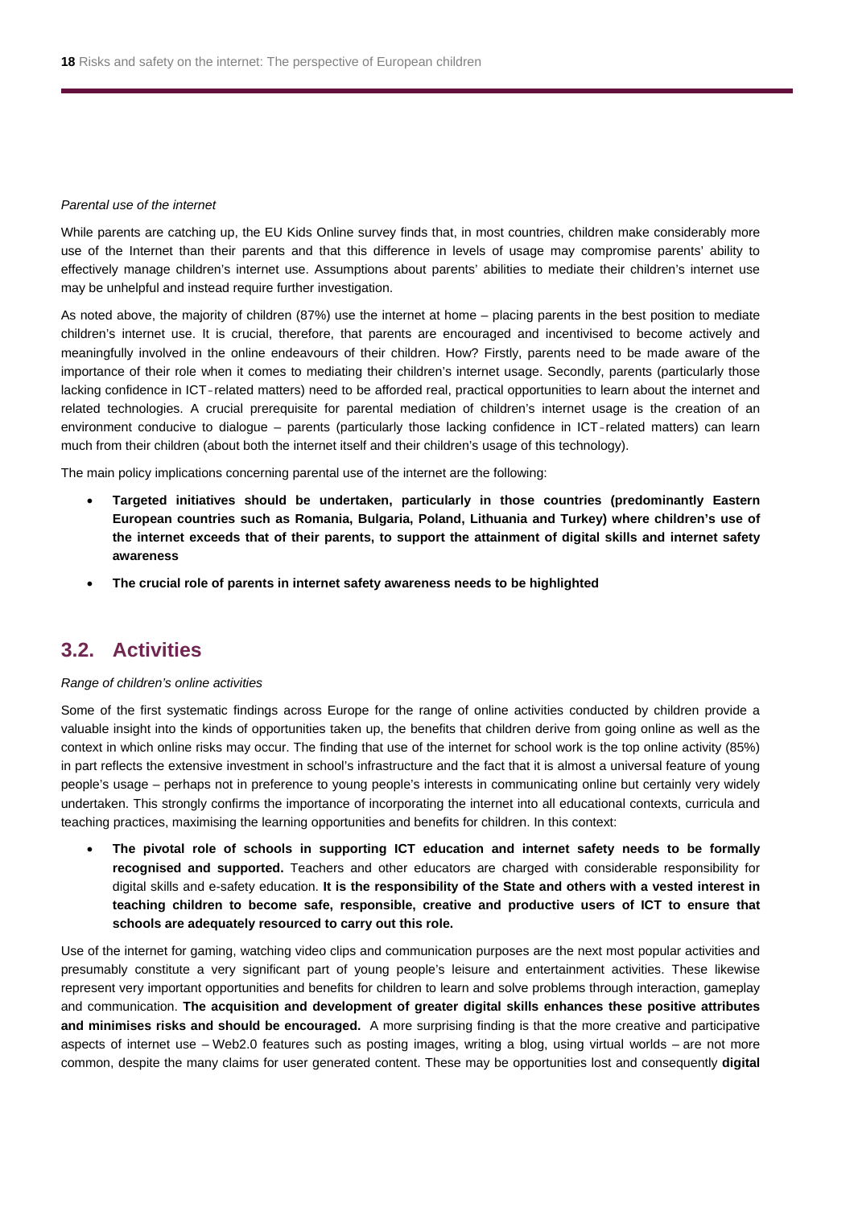*Parental use of the internet*

While parents are catching up, the EU Kids Online survey finds that, in most countries, children make considerably more use of the Internet than their parents and that this difference in levels of usage may compromise parents' ability to effectively manage children's internet use. Assumptions about parents' abilities to mediate their children's internet use may be unhelpful and instead require further investigation.

As noted above, the majority of children (87%) use the internet at home – placing parents in the best position to mediate children's internet use. It is crucial, therefore, that parents are encouraged and incentivised to become actively and meaningfully involved in the online endeavours of their children. How? Firstly, parents need to be made aware of the importance of their role when it comes to mediating their children's internet usage. Secondly, parents (particularly those lacking confidence in ICT-related matters) need to be afforded real, practical opportunities to learn about the internet and related technologies. A crucial prerequisite for parental mediation of children's internet usage is the creation of an environment conducive to dialogue – parents (particularly those lacking confidence in ICT-related matters) can learn much from their children (about both the internet itself and their children's usage of this technology).

The main policy implications concerning parental use of the internet are the following:

- **Targeted initiatives should be undertaken, particularly in those countries (predominantly Eastern European countries such as Romania, Bulgaria, Poland, Lithuania and Turkey) where children's use of the internet exceeds that of their parents, to support the attainment of digital skills and internet safety awareness**
- **The crucial role of parents in internet safety awareness needs to be highlighted**

## 3.2. Activities

*Range of children's online activities*

Some of the first systematic findings across Europe for the range of online activities conducted by children provide a valuable insight into the kinds of opportunities taken up, the benefits that children derive from going online as well as the context in which online risks may occur. The finding that use of the internet for school work is the top online activity (85%) in part reflects the extensive investment in school's infrastructure and the fact that it is almost a universal feature of young people's usage – perhaps not in preference to young people's interests in communicating online but certainly very widely undertaken. This strongly confirms the importance of incorporating the internet into all educational contexts, curricula and teaching practices, maximising the learning opportunities and benefits for children. In this context:

- **The pivotal role of schools in supporting ICT education and internet safety needs to be formally recognised and supported.** Teachers and other educators are charged with considerable responsibility for digital skills and e-safety education. **It is the responsibility of the State and others with a vested interest in teaching children to become safe, responsible, creative and productive users of ICT to ensure that schools are adequately resourced to carry out this role.**

Use of the internet for gaming, watching video clips and communication purposes are the next most popular activities and presumably constitute a very significant part of young people's leisure and entertainment activities. These likewise represent very important opportunities and benefits for children to learn and solve problems through interaction, gameplay and communication. **The acquisition and development of greater digital skills enhances these positive attributes and minimises risks and should be encouraged.** A more surprising finding is that the more creative and participative aspects of internet use – Web2.0 features such as posting images, writing a blog, using virtual worlds – are not more common, despite the many claims for user generated content. These may be opportunities lost and consequently **digital**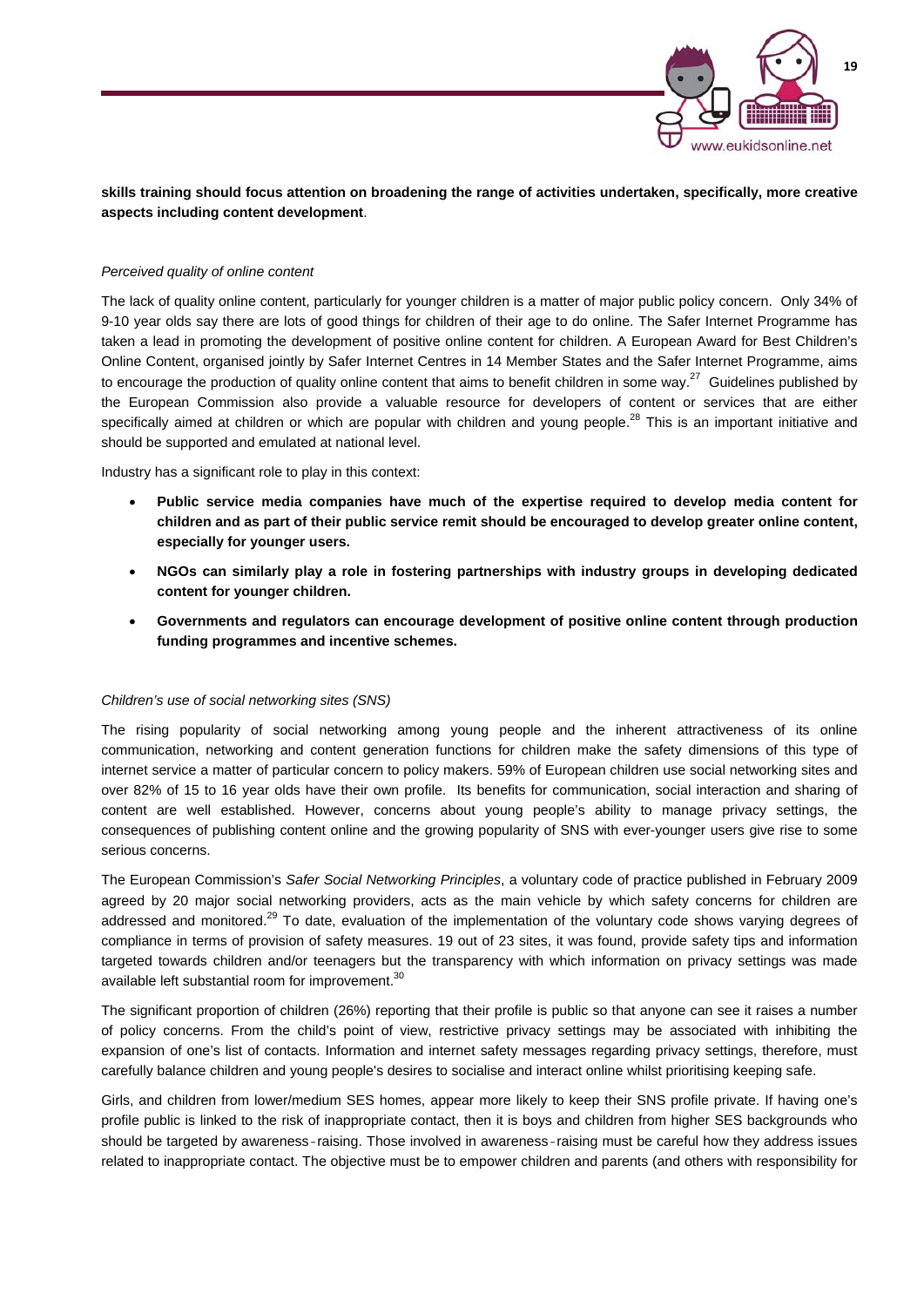**skills training should focus attention on broadening the range of activities undertaken, specifically, more creative aspects including content development**.

*Perceived quality of online content*

The lack of quality online content, particularly for younger children is a matter of major public policy concern. Only 34% of 9-10 year olds say there are lots of good things for children of their age to do online. The Safer Internet Programme has taken a lead in promoting the development of positive online content for children. A European Award for Best Children's Online Content, organised jointly by Safer Internet Centres in 14 Member States and the Safer Internet Programme, aims to encourage the production of quality online content that aims to benefit children in some way.[27] Guidelines published by the European Commission also provide a valuable resource for developers of content or services that are either specifically aimed at children or which are popular with children and young people.[28] This is an important initiative and should be supported and emulated at national level.

Industry has a significant role to play in this context:

- **Public service media companies have much of the expertise required to develop media content for children and as part of their public service remit should be encouraged to develop greater online content, especially for younger users.**
- **NGOs can similarly play a role in fostering partnerships with industry groups in developing dedicated content for younger children.**
- **Governments and regulators can encourage development of positive online content through production funding programmes and incentive schemes.**

*Children's use of social networking sites (SNS)*

The rising popularity of social networking among young people and the inherent attractiveness of its online communication, networking and content generation functions for children make the safety dimensions of this type of internet service a matter of particular concern to policy makers. 59% of European children use social networking sites and over 82% of 15 to 16 year olds have their own profile. Its benefits for communication, social interaction and sharing of content are well established. However, concerns about young people's ability to manage privacy settings, the consequences of publishing content online and the growing popularity of SNS with ever-younger users give rise to some serious concerns.

The European Commission's *Safer Social Networking Principles*, a voluntary code of practice published in February 2009 agreed by 20 major social networking providers, acts as the main vehicle by which safety concerns for children are addressed and monitored.[29] To date, evaluation of the implementation of the voluntary code shows varying degrees of compliance in terms of provision of safety measures. 19 out of 23 sites, it was found, provide safety tips and information targeted towards children and/or teenagers but the transparency with which information on privacy settings was made available left substantial room for improvement.[30]

The significant proportion of children (26%) reporting that their profile is public so that anyone can see it raises a number of policy concerns. From the child's point of view, restrictive privacy settings may be associated with inhibiting the expansion of one's list of contacts. Information and internet safety messages regarding privacy settings, therefore, must carefully balance children and young people's desires to socialise and interact online whilst prioritising keeping safe.

Girls, and children from lower/medium SES homes, appear more likely to keep their SNS profile private. If having one's profile public is linked to the risk of inappropriate contact, then it is boys and children from higher SES backgrounds who should be targeted by awareness-raising. Those involved in awareness-raising must be careful how they address issues related to inappropriate contact. The objective must be to empower children and parents (and others with responsibility for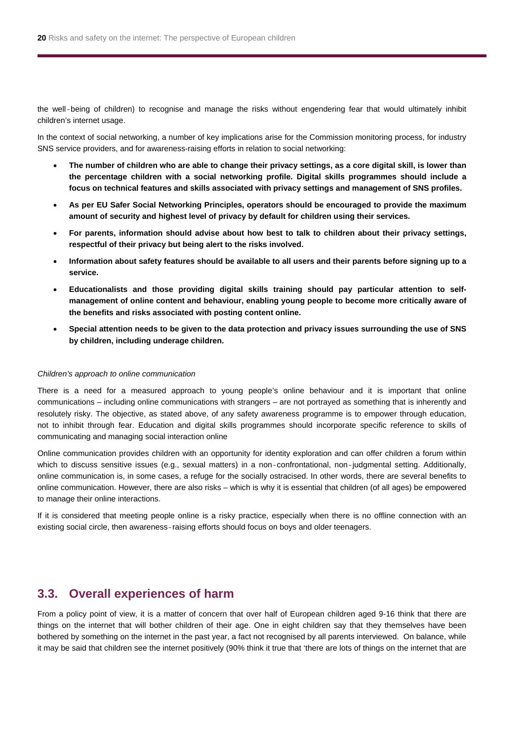the well‑being of children) to recognise and manage the risks without engendering fear that would ultimately inhibit children's internet usage.

In the context of social networking, a number of key implications arise for the Commission monitoring process, for industry SNS service providers, and for awareness-raising efforts in relation to social networking:

- **The number of children who are able to change their privacy settings, as a core digital skill, is lower than the percentage children with a social networking profile. Digital skills programmes should include a focus on technical features and skills associated with privacy settings and management of SNS profiles.**
- **As per EU Safer Social Networking Principles, operators should be encouraged to provide the maximum amount of security and highest level of privacy by default for children using their services.**
- **For parents, information should advise about how best to talk to children about their privacy settings, respectful of their privacy but being alert to the risks involved.**
- **Information about safety features should be available to all users and their parents before signing up to a service.**
- **Educationalists and those providing digital skills training should pay particular attention to self-management of online content and behaviour, enabling young people to become more critically aware of the benefits and risks associated with posting content online.**
- **Special attention needs to be given to the data protection and privacy issues surrounding the use of SNS by children, including underage children.**

*Children's approach to online communication*

There is a need for a measured approach to young people's online behaviour and it is important that online communications – including online communications with strangers – are not portrayed as something that is inherently and resolutely risky. The objective, as stated above, of any safety awareness programme is to empower through education, not to inhibit through fear. Education and digital skills programmes should incorporate specific reference to skills of communicating and managing social interaction online

Online communication provides children with an opportunity for identity exploration and can offer children a forum within which to discuss sensitive issues (e.g., sexual matters) in a non‑confrontational, non‑judgmental setting. Additionally, online communication is, in some cases, a refuge for the socially ostracised. In other words, there are several benefits to online communication. However, there are also risks – which is why it is essential that children (of all ages) be empowered to manage their online interactions.

If it is considered that meeting people online is a risky practice, especially when there is no offline connection with an existing social circle, then awareness‑raising efforts should focus on boys and older teenagers.

## 3.3. Overall experiences of harm

From a policy point of view, it is a matter of concern that over half of European children aged 9-16 think that there are things on the internet that will bother children of their age. One in eight children say that they themselves have been bothered by something on the internet in the past year, a fact not recognised by all parents interviewed. On balance, while it may be said that children see the internet positively (90% think it true that 'there are lots of things on the internet that are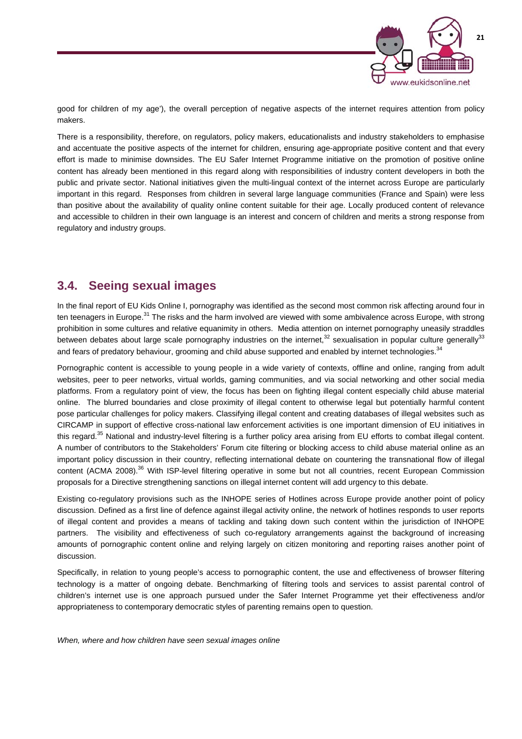good for children of my age'), the overall perception of negative aspects of the internet requires attention from policy makers.

There is a responsibility, therefore, on regulators, policy makers, educationalists and industry stakeholders to emphasise and accentuate the positive aspects of the internet for children, ensuring age-appropriate positive content and that every effort is made to minimise downsides. The EU Safer Internet Programme initiative on the promotion of positive online content has already been mentioned in this regard along with responsibilities of industry content developers in both the public and private sector. National initiatives given the multi-lingual context of the internet across Europe are particularly important in this regard. Responses from children in several large language communities (France and Spain) were less than positive about the availability of quality online content suitable for their age. Locally produced content of relevance and accessible to children in their own language is an interest and concern of children and merits a strong response from regulatory and industry groups.

## 3.4. Seeing sexual images

In the final report of EU Kids Online I, pornography was identified as the second most common risk affecting around four in ten teenagers in Europe.[31] The risks and the harm involved are viewed with some ambivalence across Europe, with strong prohibition in some cultures and relative equanimity in others. Media attention on internet pornography uneasily straddles between debates about large scale pornography industries on the internet,[32] sexualisation in popular culture generally[33] and fears of predatory behaviour, grooming and child abuse supported and enabled by internet technologies.[34]

Pornographic content is accessible to young people in a wide variety of contexts, offline and online, ranging from adult websites, peer to peer networks, virtual worlds, gaming communities, and via social networking and other social media platforms. From a regulatory point of view, the focus has been on fighting illegal content especially child abuse material online. The blurred boundaries and close proximity of illegal content to otherwise legal but potentially harmful content pose particular challenges for policy makers. Classifying illegal content and creating databases of illegal websites such as CIRCAMP in support of effective cross-national law enforcement activities is one important dimension of EU initiatives in this regard.[35] National and industry-level filtering is a further policy area arising from EU efforts to combat illegal content. A number of contributors to the Stakeholders' Forum cite filtering or blocking access to child abuse material online as an important policy discussion in their country, reflecting international debate on countering the transnational flow of illegal content (ACMA 2008).[36] With ISP-level filtering operative in some but not all countries, recent European Commission proposals for a Directive strengthening sanctions on illegal internet content will add urgency to this debate.

Existing co-regulatory provisions such as the INHOPE series of Hotlines across Europe provide another point of policy discussion. Defined as a first line of defence against illegal activity online, the network of hotlines responds to user reports of illegal content and provides a means of tackling and taking down such content within the jurisdiction of INHOPE partners. The visibility and effectiveness of such co-regulatory arrangements against the background of increasing amounts of pornographic content online and relying largely on citizen monitoring and reporting raises another point of discussion.

Specifically, in relation to young people's access to pornographic content, the use and effectiveness of browser filtering technology is a matter of ongoing debate. Benchmarking of filtering tools and services to assist parental control of children's internet use is one approach pursued under the Safer Internet Programme yet their effectiveness and/or appropriateness to contemporary democratic styles of parenting remains open to question.

*When, where and how children have seen sexual images online*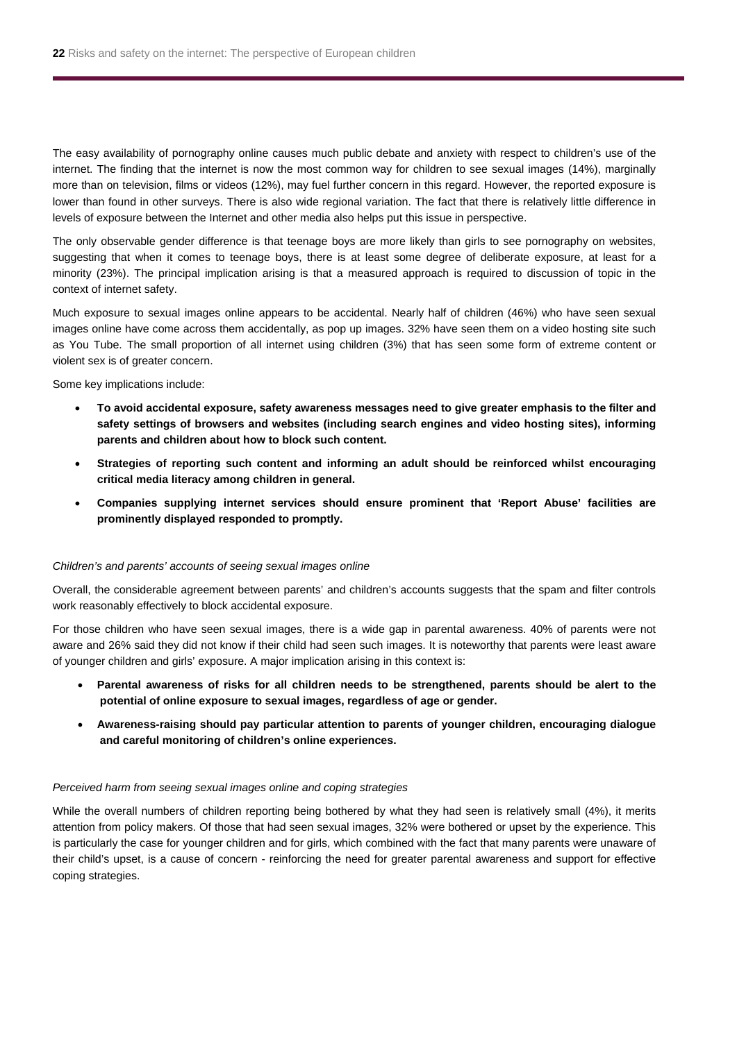The easy availability of pornography online causes much public debate and anxiety with respect to children's use of the internet. The finding that the internet is now the most common way for children to see sexual images (14%), marginally more than on television, films or videos (12%), may fuel further concern in this regard. However, the reported exposure is lower than found in other surveys. There is also wide regional variation. The fact that there is relatively little difference in levels of exposure between the Internet and other media also helps put this issue in perspective.

The only observable gender difference is that teenage boys are more likely than girls to see pornography on websites, suggesting that when it comes to teenage boys, there is at least some degree of deliberate exposure, at least for a minority (23%). The principal implication arising is that a measured approach is required to discussion of topic in the context of internet safety.

Much exposure to sexual images online appears to be accidental. Nearly half of children (46%) who have seen sexual images online have come across them accidentally, as pop up images. 32% have seen them on a video hosting site such as You Tube. The small proportion of all internet using children (3%) that has seen some form of extreme content or violent sex is of greater concern.

Some key implications include:

- **To avoid accidental exposure, safety awareness messages need to give greater emphasis to the filter and safety settings of browsers and websites (including search engines and video hosting sites), informing parents and children about how to block such content.**
- **Strategies of reporting such content and informing an adult should be reinforced whilst encouraging critical media literacy among children in general.**
- **Companies supplying internet services should ensure prominent that 'Report Abuse' facilities are prominently displayed responded to promptly.**

*Children's and parents' accounts of seeing sexual images online*

Overall, the considerable agreement between parents' and children's accounts suggests that the spam and filter controls work reasonably effectively to block accidental exposure.

For those children who have seen sexual images, there is a wide gap in parental awareness. 40% of parents were not aware and 26% said they did not know if their child had seen such images. It is noteworthy that parents were least aware of younger children and girls' exposure. A major implication arising in this context is:

- **Parental awareness of risks for all children needs to be strengthened, parents should be alert to the potential of online exposure to sexual images, regardless of age or gender.**
- **Awareness-raising should pay particular attention to parents of younger children, encouraging dialogue and careful monitoring of children's online experiences.**

*Perceived harm from seeing sexual images online and coping strategies*

While the overall numbers of children reporting being bothered by what they had seen is relatively small (4%), it merits attention from policy makers. Of those that had seen sexual images, 32% were bothered or upset by the experience. This is particularly the case for younger children and for girls, which combined with the fact that many parents were unaware of their child's upset, is a cause of concern - reinforcing the need for greater parental awareness and support for effective coping strategies.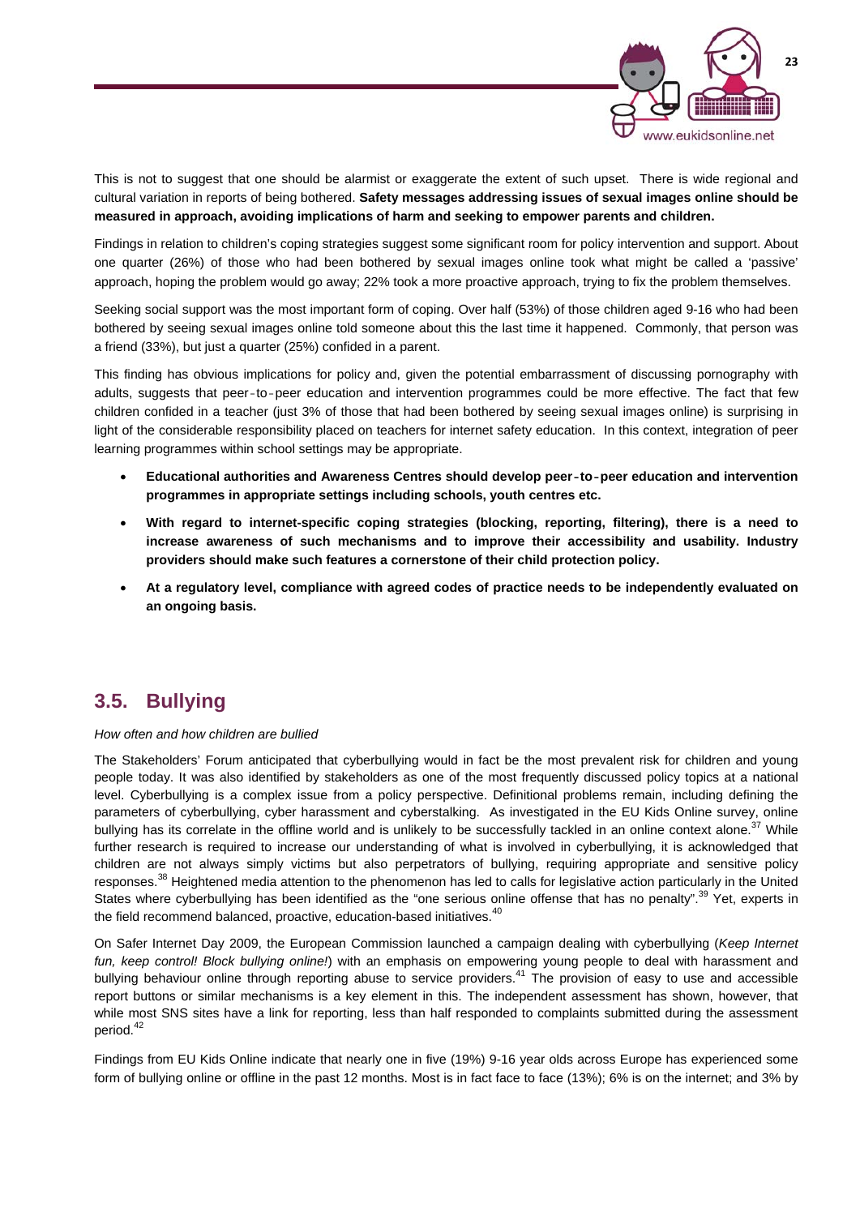This is not to suggest that one should be alarmist or exaggerate the extent of such upset. There is wide regional and cultural variation in reports of being bothered. **Safety messages addressing issues of sexual images online should be measured in approach, avoiding implications of harm and seeking to empower parents and children.**

Findings in relation to children's coping strategies suggest some significant room for policy intervention and support. About one quarter (26%) of those who had been bothered by sexual images online took what might be called a 'passive' approach, hoping the problem would go away; 22% took a more proactive approach, trying to fix the problem themselves.

Seeking social support was the most important form of coping. Over half (53%) of those children aged 9-16 who had been bothered by seeing sexual images online told someone about this the last time it happened. Commonly, that person was a friend (33%), but just a quarter (25%) confided in a parent.

This finding has obvious implications for policy and, given the potential embarrassment of discussing pornography with adults, suggests that peer-to-peer education and intervention programmes could be more effective. The fact that few children confided in a teacher (just 3% of those that had been bothered by seeing sexual images online) is surprising in light of the considerable responsibility placed on teachers for internet safety education. In this context, integration of peer learning programmes within school settings may be appropriate.

- **Educational authorities and Awareness Centres should develop peer-to-peer education and intervention programmes in appropriate settings including schools, youth centres etc.**
- **With regard to internet-specific coping strategies (blocking, reporting, filtering), there is a need to increase awareness of such mechanisms and to improve their accessibility and usability. Industry providers should make such features a cornerstone of their child protection policy.**
- **At a regulatory level, compliance with agreed codes of practice needs to be independently evaluated on an ongoing basis.**

## 3.5. Bullying

*How often and how children are bullied*

The Stakeholders' Forum anticipated that cyberbullying would in fact be the most prevalent risk for children and young people today. It was also identified by stakeholders as one of the most frequently discussed policy topics at a national level. Cyberbullying is a complex issue from a policy perspective. Definitional problems remain, including defining the parameters of cyberbullying, cyber harassment and cyberstalking. As investigated in the EU Kids Online survey, online bullying has its correlate in the offline world and is unlikely to be successfully tackled in an online context alone.[37] While further research is required to increase our understanding of what is involved in cyberbullying, it is acknowledged that children are not always simply victims but also perpetrators of bullying, requiring appropriate and sensitive policy responses.[38] Heightened media attention to the phenomenon has led to calls for legislative action particularly in the United States where cyberbullying has been identified as the "one serious online offense that has no penalty".[39] Yet, experts in the field recommend balanced, proactive, education-based initiatives.[40]

On Safer Internet Day 2009, the European Commission launched a campaign dealing with cyberbullying (*Keep Internet fun, keep control! Block bullying online!*) with an emphasis on empowering young people to deal with harassment and bullying behaviour online through reporting abuse to service providers.[41] The provision of easy to use and accessible report buttons or similar mechanisms is a key element in this. The independent assessment has shown, however, that while most SNS sites have a link for reporting, less than half responded to complaints submitted during the assessment period.[42]

Findings from EU Kids Online indicate that nearly one in five (19%) 9-16 year olds across Europe has experienced some form of bullying online or offline in the past 12 months. Most is in fact face to face (13%); 6% is on the internet; and 3% by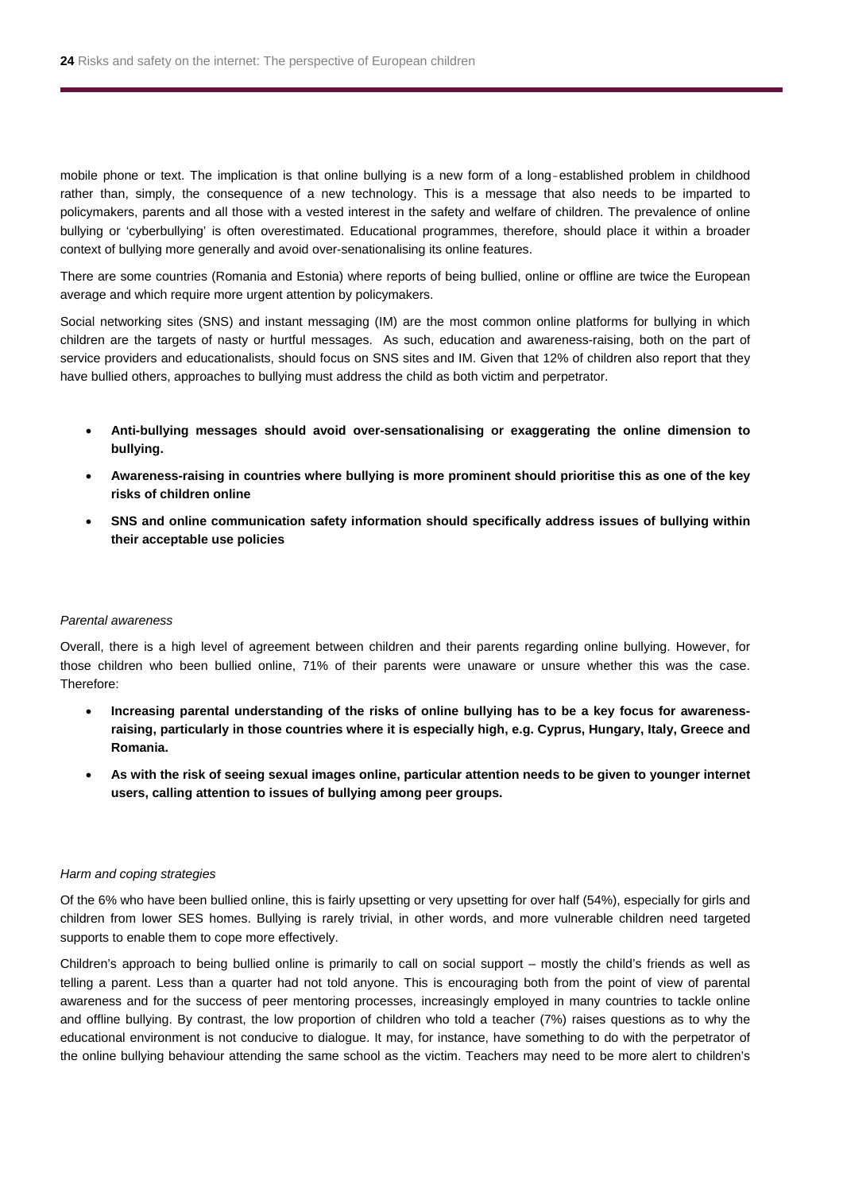mobile phone or text. The implication is that online bullying is a new form of a long‑established problem in childhood rather than, simply, the consequence of a new technology. This is a message that also needs to be imparted to policymakers, parents and all those with a vested interest in the safety and welfare of children. The prevalence of online bullying or 'cyberbullying' is often overestimated. Educational programmes, therefore, should place it within a broader context of bullying more generally and avoid over-senationalising its online features.

There are some countries (Romania and Estonia) where reports of being bullied, online or offline are twice the European average and which require more urgent attention by policymakers.

Social networking sites (SNS) and instant messaging (IM) are the most common online platforms for bullying in which children are the targets of nasty or hurtful messages. As such, education and awareness-raising, both on the part of service providers and educationalists, should focus on SNS sites and IM. Given that 12% of children also report that they have bullied others, approaches to bullying must address the child as both victim and perpetrator.

- **Anti-bullying messages should avoid over-sensationalising or exaggerating the online dimension to bullying.**
- **Awareness-raising in countries where bullying is more prominent should prioritise this as one of the key risks of children online**
- **SNS and online communication safety information should specifically address issues of bullying within their acceptable use policies**

*Parental awareness*

Overall, there is a high level of agreement between children and their parents regarding online bullying. However, for those children who been bullied online, 71% of their parents were unaware or unsure whether this was the case. Therefore:

- **Increasing parental understanding of the risks of online bullying has to be a key focus for awareness-raising, particularly in those countries where it is especially high, e.g. Cyprus, Hungary, Italy, Greece and Romania.**
- **As with the risk of seeing sexual images online, particular attention needs to be given to younger internet users, calling attention to issues of bullying among peer groups.**

*Harm and coping strategies*

Of the 6% who have been bullied online, this is fairly upsetting or very upsetting for over half (54%), especially for girls and children from lower SES homes. Bullying is rarely trivial, in other words, and more vulnerable children need targeted supports to enable them to cope more effectively.

Children's approach to being bullied online is primarily to call on social support – mostly the child's friends as well as telling a parent. Less than a quarter had not told anyone. This is encouraging both from the point of view of parental awareness and for the success of peer mentoring processes, increasingly employed in many countries to tackle online and offline bullying. By contrast, the low proportion of children who told a teacher (7%) raises questions as to why the educational environment is not conducive to dialogue. It may, for instance, have something to do with the perpetrator of the online bullying behaviour attending the same school as the victim. Teachers may need to be more alert to children's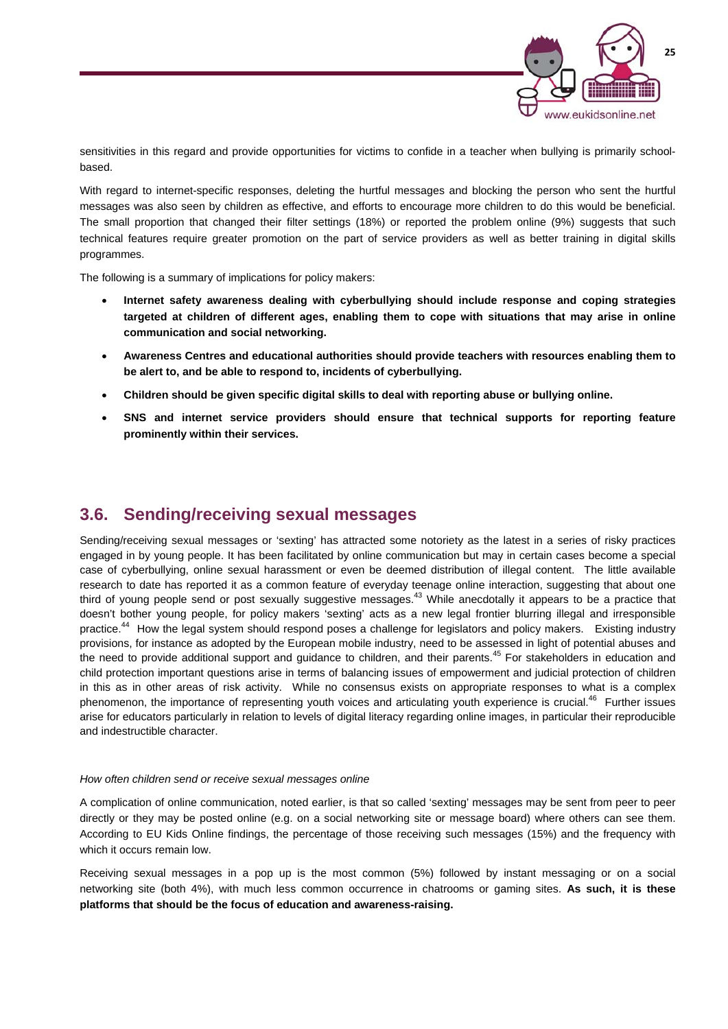sensitivities in this regard and provide opportunities for victims to confide in a teacher when bullying is primarily school-based.

With regard to internet-specific responses, deleting the hurtful messages and blocking the person who sent the hurtful messages was also seen by children as effective, and efforts to encourage more children to do this would be beneficial. The small proportion that changed their filter settings (18%) or reported the problem online (9%) suggests that such technical features require greater promotion on the part of service providers as well as better training in digital skills programmes.

The following is a summary of implications for policy makers:

- **Internet safety awareness dealing with cyberbullying should include response and coping strategies targeted at children of different ages, enabling them to cope with situations that may arise in online communication and social networking.**
- **Awareness Centres and educational authorities should provide teachers with resources enabling them to be alert to, and be able to respond to, incidents of cyberbullying.**
- **Children should be given specific digital skills to deal with reporting abuse or bullying online.**
- **SNS and internet service providers should ensure that technical supports for reporting feature prominently within their services.**

## 3.6. Sending/receiving sexual messages

Sending/receiving sexual messages or 'sexting' has attracted some notoriety as the latest in a series of risky practices engaged in by young people. It has been facilitated by online communication but may in certain cases become a special case of cyberbullying, online sexual harassment or even be deemed distribution of illegal content. The little available research to date has reported it as a common feature of everyday teenage online interaction, suggesting that about one third of young people send or post sexually suggestive messages.[43] While anecdotally it appears to be a practice that doesn't bother young people, for policy makers 'sexting' acts as a new legal frontier blurring illegal and irresponsible practice.[44] How the legal system should respond poses a challenge for legislators and policy makers. Existing industry provisions, for instance as adopted by the European mobile industry, need to be assessed in light of potential abuses and the need to provide additional support and guidance to children, and their parents.[45] For stakeholders in education and child protection important questions arise in terms of balancing issues of empowerment and judicial protection of children in this as in other areas of risk activity. While no consensus exists on appropriate responses to what is a complex phenomenon, the importance of representing youth voices and articulating youth experience is crucial.[46] Further issues arise for educators particularly in relation to levels of digital literacy regarding online images, in particular their reproducible and indestructible character.

*How often children send or receive sexual messages online*

A complication of online communication, noted earlier, is that so called 'sexting' messages may be sent from peer to peer directly or they may be posted online (e.g. on a social networking site or message board) where others can see them. According to EU Kids Online findings, the percentage of those receiving such messages (15%) and the frequency with which it occurs remain low.

Receiving sexual messages in a pop up is the most common (5%) followed by instant messaging or on a social networking site (both 4%), with much less common occurrence in chatrooms or gaming sites. **As such, it is these platforms that should be the focus of education and awareness-raising.**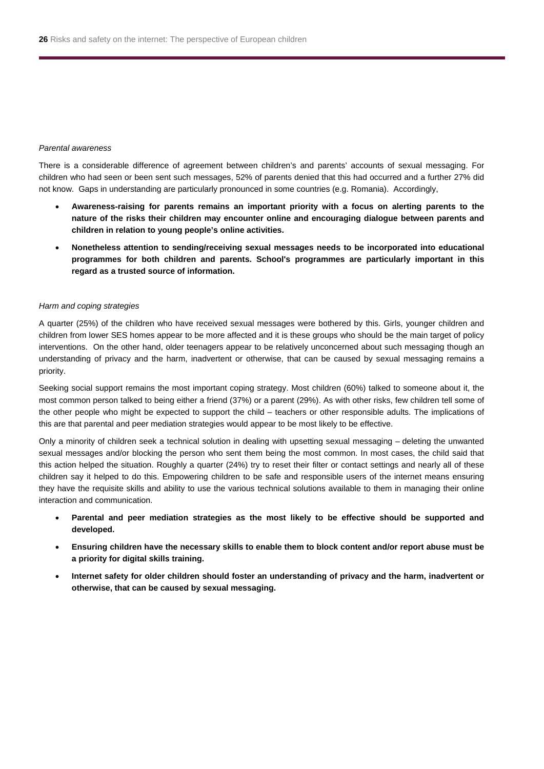*Parental awareness*

There is a considerable difference of agreement between children's and parents' accounts of sexual messaging. For children who had seen or been sent such messages, 52% of parents denied that this had occurred and a further 27% did not know. Gaps in understanding are particularly pronounced in some countries (e.g. Romania). Accordingly,

- **Awareness-raising for parents remains an important priority with a focus on alerting parents to the nature of the risks their children may encounter online and encouraging dialogue between parents and children in relation to young people's online activities.**
- **Nonetheless attention to sending/receiving sexual messages needs to be incorporated into educational programmes for both children and parents. School's programmes are particularly important in this regard as a trusted source of information.**

*Harm and coping strategies*

A quarter (25%) of the children who have received sexual messages were bothered by this. Girls, younger children and children from lower SES homes appear to be more affected and it is these groups who should be the main target of policy interventions. On the other hand, older teenagers appear to be relatively unconcerned about such messaging though an understanding of privacy and the harm, inadvertent or otherwise, that can be caused by sexual messaging remains a priority.

Seeking social support remains the most important coping strategy. Most children (60%) talked to someone about it, the most common person talked to being either a friend (37%) or a parent (29%). As with other risks, few children tell some of the other people who might be expected to support the child – teachers or other responsible adults. The implications of this are that parental and peer mediation strategies would appear to be most likely to be effective.

Only a minority of children seek a technical solution in dealing with upsetting sexual messaging – deleting the unwanted sexual messages and/or blocking the person who sent them being the most common. In most cases, the child said that this action helped the situation. Roughly a quarter (24%) try to reset their filter or contact settings and nearly all of these children say it helped to do this. Empowering children to be safe and responsible users of the internet means ensuring they have the requisite skills and ability to use the various technical solutions available to them in managing their online interaction and communication.

- **Parental and peer mediation strategies as the most likely to be effective should be supported and developed.**
- **Ensuring children have the necessary skills to enable them to block content and/or report abuse must be a priority for digital skills training.**
- **Internet safety for older children should foster an understanding of privacy and the harm, inadvertent or otherwise, that can be caused by sexual messaging.**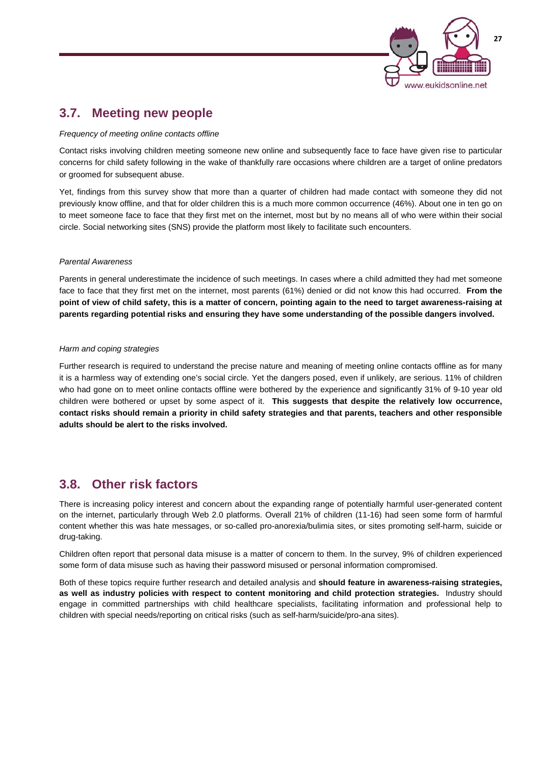## 3.7. Meeting new people

*Frequency of meeting online contacts offline*

Contact risks involving children meeting someone new online and subsequently face to face have given rise to particular concerns for child safety following in the wake of thankfully rare occasions where children are a target of online predators or groomed for subsequent abuse.

Yet, findings from this survey show that more than a quarter of children had made contact with someone they did not previously know offline, and that for older children this is a much more common occurrence (46%). About one in ten go on to meet someone face to face that they first met on the internet, most but by no means all of who were within their social circle. Social networking sites (SNS) provide the platform most likely to facilitate such encounters.

*Parental Awareness*

Parents in general underestimate the incidence of such meetings. In cases where a child admitted they had met someone face to face that they first met on the internet, most parents (61%) denied or did not know this had occurred. **From the point of view of child safety, this is a matter of concern, pointing again to the need to target awareness-raising at parents regarding potential risks and ensuring they have some understanding of the possible dangers involved.**

*Harm and coping strategies*

Further research is required to understand the precise nature and meaning of meeting online contacts offline as for many it is a harmless way of extending one's social circle. Yet the dangers posed, even if unlikely, are serious. 11% of children who had gone on to meet online contacts offline were bothered by the experience and significantly 31% of 9-10 year old children were bothered or upset by some aspect of it. **This suggests that despite the relatively low occurrence, contact risks should remain a priority in child safety strategies and that parents, teachers and other responsible adults should be alert to the risks involved.**

## 3.8. Other risk factors

There is increasing policy interest and concern about the expanding range of potentially harmful user-generated content on the internet, particularly through Web 2.0 platforms. Overall 21% of children (11-16) had seen some form of harmful content whether this was hate messages, or so-called pro-anorexia/bulimia sites, or sites promoting self-harm, suicide or drug-taking.

Children often report that personal data misuse is a matter of concern to them. In the survey, 9% of children experienced some form of data misuse such as having their password misused or personal information compromised.

Both of these topics require further research and detailed analysis and **should feature in awareness-raising strategies, as well as industry policies with respect to content monitoring and child protection strategies.** Industry should engage in committed partnerships with child healthcare specialists, facilitating information and professional help to children with special needs/reporting on critical risks (such as self-harm/suicide/pro-ana sites).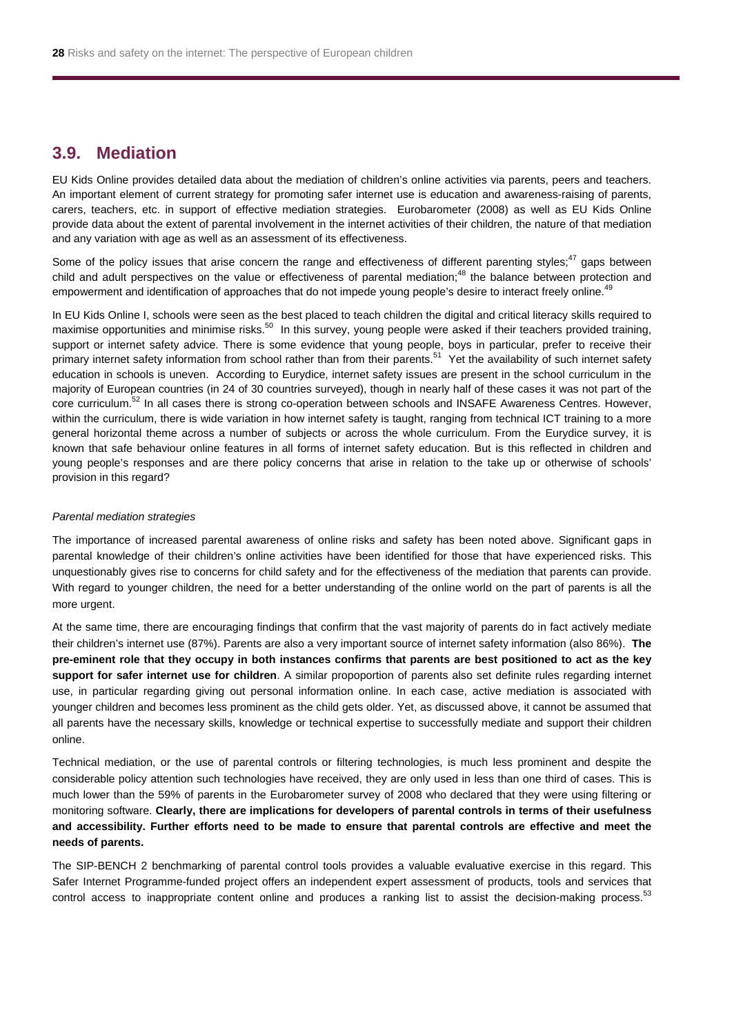## 3.9. Mediation

EU Kids Online provides detailed data about the mediation of children's online activities via parents, peers and teachers. An important element of current strategy for promoting safer internet use is education and awareness-raising of parents, carers, teachers, etc. in support of effective mediation strategies. Eurobarometer (2008) as well as EU Kids Online provide data about the extent of parental involvement in the internet activities of their children, the nature of that mediation and any variation with age as well as an assessment of its effectiveness.

Some of the policy issues that arise concern the range and effectiveness of different parenting styles;[47] gaps between child and adult perspectives on the value or effectiveness of parental mediation;[48] the balance between protection and empowerment and identification of approaches that do not impede young people's desire to interact freely online.[49]

In EU Kids Online I, schools were seen as the best placed to teach children the digital and critical literacy skills required to maximise opportunities and minimise risks.[50] In this survey, young people were asked if their teachers provided training, support or internet safety advice. There is some evidence that young people, boys in particular, prefer to receive their primary internet safety information from school rather than from their parents.[51] Yet the availability of such internet safety education in schools is uneven. According to Eurydice, internet safety issues are present in the school curriculum in the majority of European countries (in 24 of 30 countries surveyed), though in nearly half of these cases it was not part of the core curriculum.[52] In all cases there is strong co-operation between schools and INSAFE Awareness Centres. However, within the curriculum, there is wide variation in how internet safety is taught, ranging from technical ICT training to a more general horizontal theme across a number of subjects or across the whole curriculum. From the Eurydice survey, it is known that safe behaviour online features in all forms of internet safety education. But is this reflected in children and young people's responses and are there policy concerns that arise in relation to the take up or otherwise of schools' provision in this regard?

*Parental mediation strategies*

The importance of increased parental awareness of online risks and safety has been noted above. Significant gaps in parental knowledge of their children's online activities have been identified for those that have experienced risks. This unquestionably gives rise to concerns for child safety and for the effectiveness of the mediation that parents can provide. With regard to younger children, the need for a better understanding of the online world on the part of parents is all the more urgent.

At the same time, there are encouraging findings that confirm that the vast majority of parents do in fact actively mediate their children's internet use (87%). Parents are also a very important source of internet safety information (also 86%). **The pre-eminent role that they occupy in both instances confirms that parents are best positioned to act as the key support for safer internet use for children**. A similar propoportion of parents also set definite rules regarding internet use, in particular regarding giving out personal information online. In each case, active mediation is associated with younger children and becomes less prominent as the child gets older. Yet, as discussed above, it cannot be assumed that all parents have the necessary skills, knowledge or technical expertise to successfully mediate and support their children online.

Technical mediation, or the use of parental controls or filtering technologies, is much less prominent and despite the considerable policy attention such technologies have received, they are only used in less than one third of cases. This is much lower than the 59% of parents in the Eurobarometer survey of 2008 who declared that they were using filtering or monitoring software. **Clearly, there are implications for developers of parental controls in terms of their usefulness and accessibility. Further efforts need to be made to ensure that parental controls are effective and meet the needs of parents.**

The SIP-BENCH 2 benchmarking of parental control tools provides a valuable evaluative exercise in this regard. This Safer Internet Programme-funded project offers an independent expert assessment of products, tools and services that control access to inappropriate content online and produces a ranking list to assist the decision-making process.[53]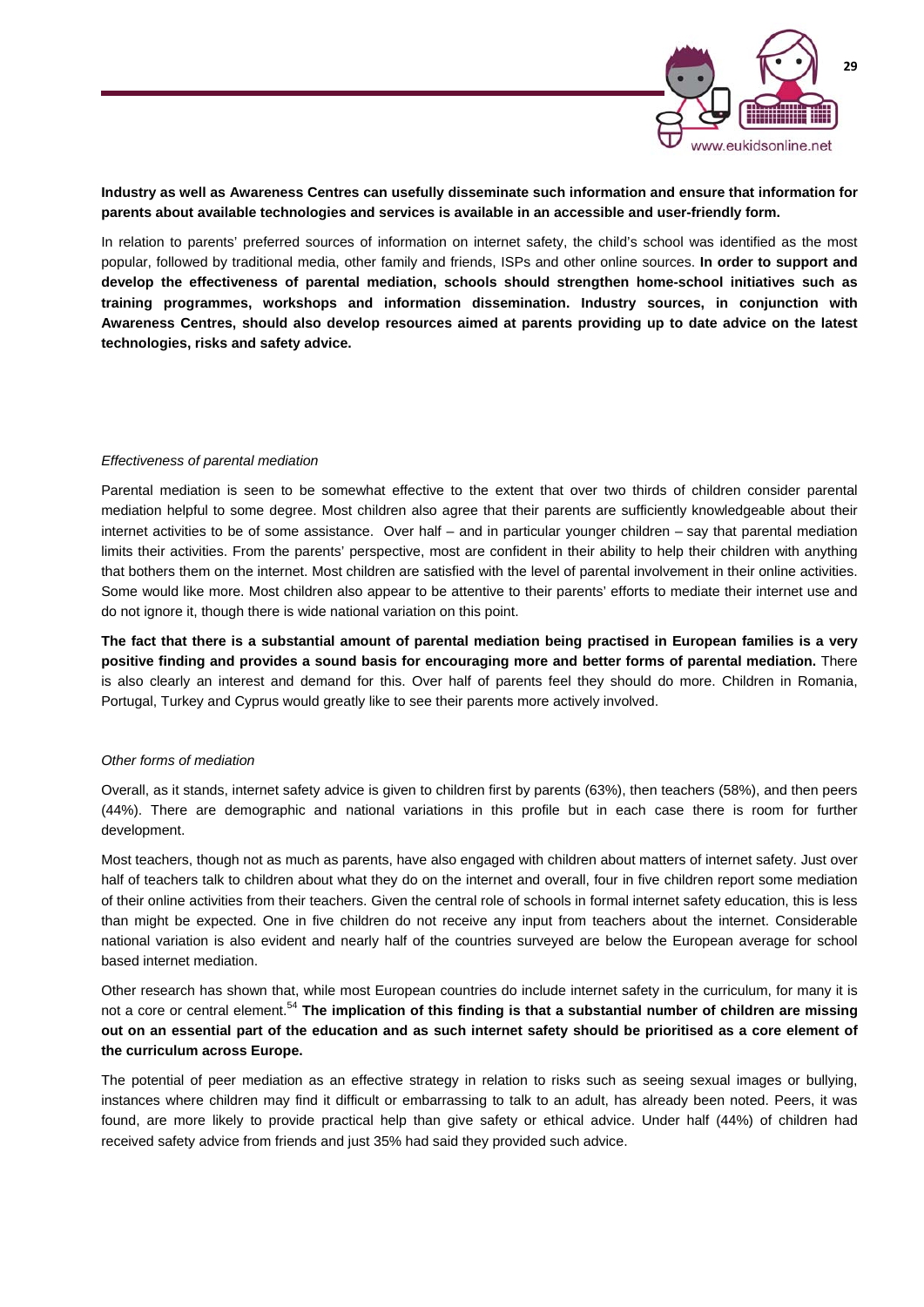**Industry as well as Awareness Centres can usefully disseminate such information and ensure that information for parents about available technologies and services is available in an accessible and user-friendly form.**

In relation to parents' preferred sources of information on internet safety, the child's school was identified as the most popular, followed by traditional media, other family and friends, ISPs and other online sources. **In order to support and develop the effectiveness of parental mediation, schools should strengthen home-school initiatives such as training programmes, workshops and information dissemination. Industry sources, in conjunction with Awareness Centres, should also develop resources aimed at parents providing up to date advice on the latest technologies, risks and safety advice.**

*Effectiveness of parental mediation*

Parental mediation is seen to be somewhat effective to the extent that over two thirds of children consider parental mediation helpful to some degree. Most children also agree that their parents are sufficiently knowledgeable about their internet activities to be of some assistance. Over half – and in particular younger children – say that parental mediation limits their activities. From the parents' perspective, most are confident in their ability to help their children with anything that bothers them on the internet. Most children are satisfied with the level of parental involvement in their online activities. Some would like more. Most children also appear to be attentive to their parents' efforts to mediate their internet use and do not ignore it, though there is wide national variation on this point.

**The fact that there is a substantial amount of parental mediation being practised in European families is a very positive finding and provides a sound basis for encouraging more and better forms of parental mediation.** There is also clearly an interest and demand for this. Over half of parents feel they should do more. Children in Romania, Portugal, Turkey and Cyprus would greatly like to see their parents more actively involved.

*Other forms of mediation*

Overall, as it stands, internet safety advice is given to children first by parents (63%), then teachers (58%), and then peers (44%). There are demographic and national variations in this profile but in each case there is room for further development.

Most teachers, though not as much as parents, have also engaged with children about matters of internet safety. Just over half of teachers talk to children about what they do on the internet and overall, four in five children report some mediation of their online activities from their teachers. Given the central role of schools in formal internet safety education, this is less than might be expected. One in five children do not receive any input from teachers about the internet. Considerable national variation is also evident and nearly half of the countries surveyed are below the European average for school based internet mediation.

Other research has shown that, while most European countries do include internet safety in the curriculum, for many it is not a core or central element.[54] **The implication of this finding is that a substantial number of children are missing out on an essential part of the education and as such internet safety should be prioritised as a core element of the curriculum across Europe.**

The potential of peer mediation as an effective strategy in relation to risks such as seeing sexual images or bullying, instances where children may find it difficult or embarrassing to talk to an adult, has already been noted. Peers, it was found, are more likely to provide practical help than give safety or ethical advice. Under half (44%) of children had received safety advice from friends and just 35% had said they provided such advice.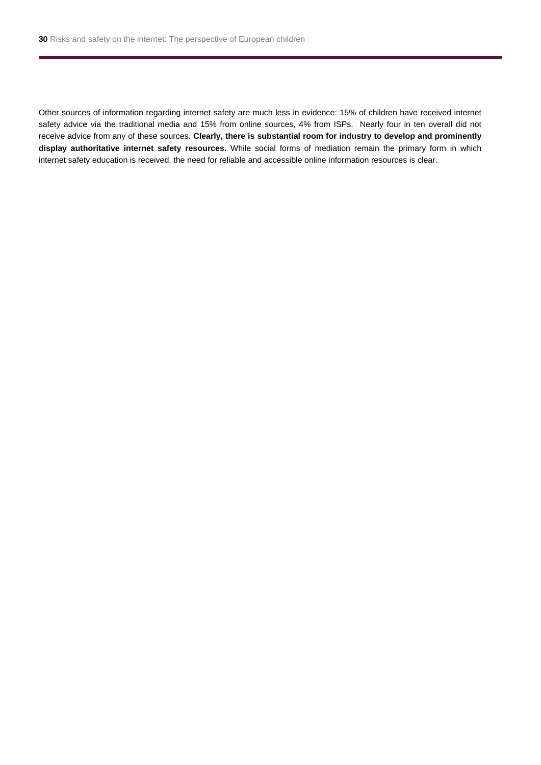Other sources of information regarding internet safety are much less in evidence: 15% of children have received internet safety advice via the traditional media and 15% from online sources, 4% from ISPs.  Nearly four in ten overall did not receive advice from any of these sources. **Clearly, there is substantial room for industry to develop and prominently display authoritative internet safety resources.** While social forms of mediation remain the primary form in which internet safety education is received, the need for reliable and accessible online information resources is clear.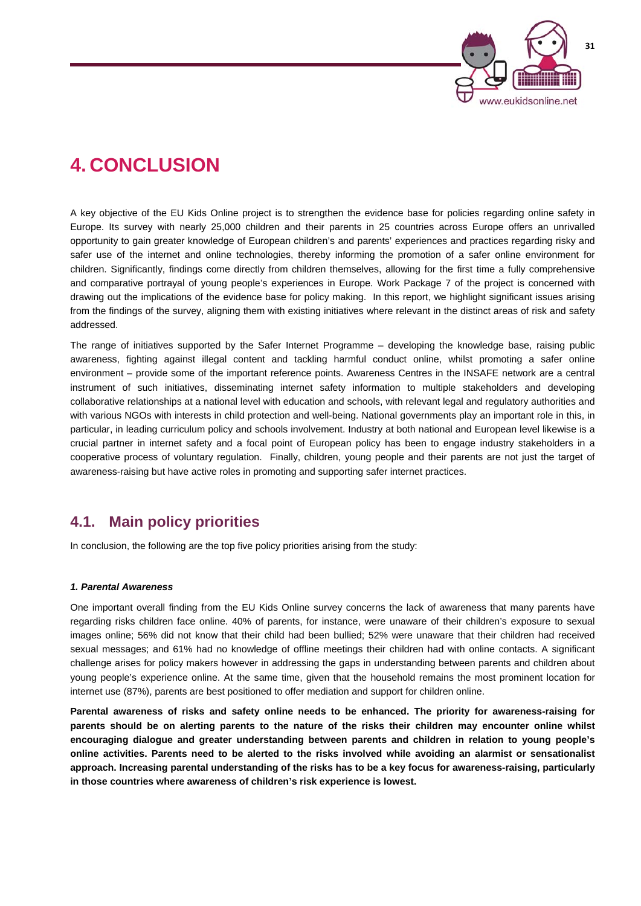# 4. CONCLUSION

A key objective of the EU Kids Online project is to strengthen the evidence base for policies regarding online safety in Europe. Its survey with nearly 25,000 children and their parents in 25 countries across Europe offers an unrivalled opportunity to gain greater knowledge of European children's and parents' experiences and practices regarding risky and safer use of the internet and online technologies, thereby informing the promotion of a safer online environment for children. Significantly, findings come directly from children themselves, allowing for the first time a fully comprehensive and comparative portrayal of young people's experiences in Europe. Work Package 7 of the project is concerned with drawing out the implications of the evidence base for policy making. In this report, we highlight significant issues arising from the findings of the survey, aligning them with existing initiatives where relevant in the distinct areas of risk and safety addressed.

The range of initiatives supported by the Safer Internet Programme – developing the knowledge base, raising public awareness, fighting against illegal content and tackling harmful conduct online, whilst promoting a safer online environment – provide some of the important reference points. Awareness Centres in the INSAFE network are a central instrument of such initiatives, disseminating internet safety information to multiple stakeholders and developing collaborative relationships at a national level with education and schools, with relevant legal and regulatory authorities and with various NGOs with interests in child protection and well-being. National governments play an important role in this, in particular, in leading curriculum policy and schools involvement. Industry at both national and European level likewise is a crucial partner in internet safety and a focal point of European policy has been to engage industry stakeholders in a cooperative process of voluntary regulation. Finally, children, young people and their parents are not just the target of awareness-raising but have active roles in promoting and supporting safer internet practices.

## 4.1. Main policy priorities

In conclusion, the following are the top five policy priorities arising from the study:

***1. Parental Awareness***

One important overall finding from the EU Kids Online survey concerns the lack of awareness that many parents have regarding risks children face online. 40% of parents, for instance, were unaware of their children's exposure to sexual images online; 56% did not know that their child had been bullied; 52% were unaware that their children had received sexual messages; and 61% had no knowledge of offline meetings their children had with online contacts. A significant challenge arises for policy makers however in addressing the gaps in understanding between parents and children about young people's experience online. At the same time, given that the household remains the most prominent location for internet use (87%), parents are best positioned to offer mediation and support for children online.

**Parental awareness of risks and safety online needs to be enhanced. The priority for awareness-raising for parents should be on alerting parents to the nature of the risks their children may encounter online whilst encouraging dialogue and greater understanding between parents and children in relation to young people's online activities. Parents need to be alerted to the risks involved while avoiding an alarmist or sensationalist approach. Increasing parental understanding of the risks has to be a key focus for awareness-raising, particularly in those countries where awareness of children's risk experience is lowest.**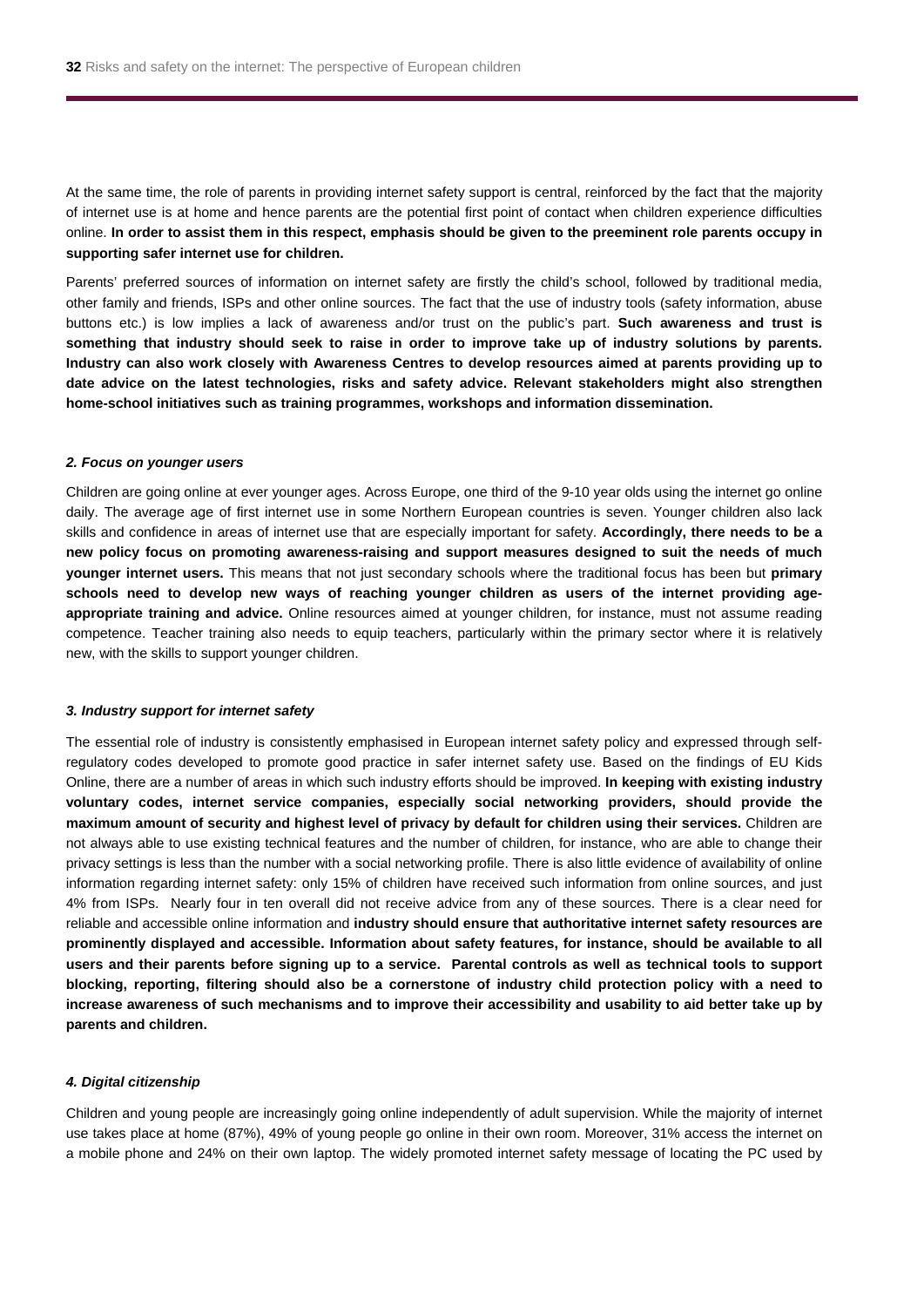At the same time, the role of parents in providing internet safety support is central, reinforced by the fact that the majority of internet use is at home and hence parents are the potential first point of contact when children experience difficulties online. **In order to assist them in this respect, emphasis should be given to the preeminent role parents occupy in supporting safer internet use for children.**

Parents' preferred sources of information on internet safety are firstly the child's school, followed by traditional media, other family and friends, ISPs and other online sources. The fact that the use of industry tools (safety information, abuse buttons etc.) is low implies a lack of awareness and/or trust on the public's part. **Such awareness and trust is something that industry should seek to raise in order to improve take up of industry solutions by parents. Industry can also work closely with Awareness Centres to develop resources aimed at parents providing up to date advice on the latest technologies, risks and safety advice. Relevant stakeholders might also strengthen home-school initiatives such as training programmes, workshops and information dissemination.**

***2. Focus on younger users***

Children are going online at ever younger ages. Across Europe, one third of the 9-10 year olds using the internet go online daily. The average age of first internet use in some Northern European countries is seven. Younger children also lack skills and confidence in areas of internet use that are especially important for safety. **Accordingly, there needs to be a new policy focus on promoting awareness-raising and support measures designed to suit the needs of much younger internet users.** This means that not just secondary schools where the traditional focus has been but **primary schools need to develop new ways of reaching younger children as users of the internet providing age-appropriate training and advice.** Online resources aimed at younger children, for instance, must not assume reading competence. Teacher training also needs to equip teachers, particularly within the primary sector where it is relatively new, with the skills to support younger children.

***3. Industry support for internet safety***

The essential role of industry is consistently emphasised in European internet safety policy and expressed through self-regulatory codes developed to promote good practice in safer internet safety use. Based on the findings of EU Kids Online, there are a number of areas in which such industry efforts should be improved. **In keeping with existing industry voluntary codes, internet service companies, especially social networking providers, should provide the maximum amount of security and highest level of privacy by default for children using their services.** Children are not always able to use existing technical features and the number of children, for instance, who are able to change their privacy settings is less than the number with a social networking profile. There is also little evidence of availability of online information regarding internet safety: only 15% of children have received such information from online sources, and just 4% from ISPs. Nearly four in ten overall did not receive advice from any of these sources. There is a clear need for reliable and accessible online information and **industry should ensure that authoritative internet safety resources are prominently displayed and accessible. Information about safety features, for instance, should be available to all users and their parents before signing up to a service. Parental controls as well as technical tools to support blocking, reporting, filtering should also be a cornerstone of industry child protection policy with a need to increase awareness of such mechanisms and to improve their accessibility and usability to aid better take up by parents and children.**

***4. Digital citizenship***

Children and young people are increasingly going online independently of adult supervision. While the majority of internet use takes place at home (87%), 49% of young people go online in their own room. Moreover, 31% access the internet on a mobile phone and 24% on their own laptop. The widely promoted internet safety message of locating the PC used by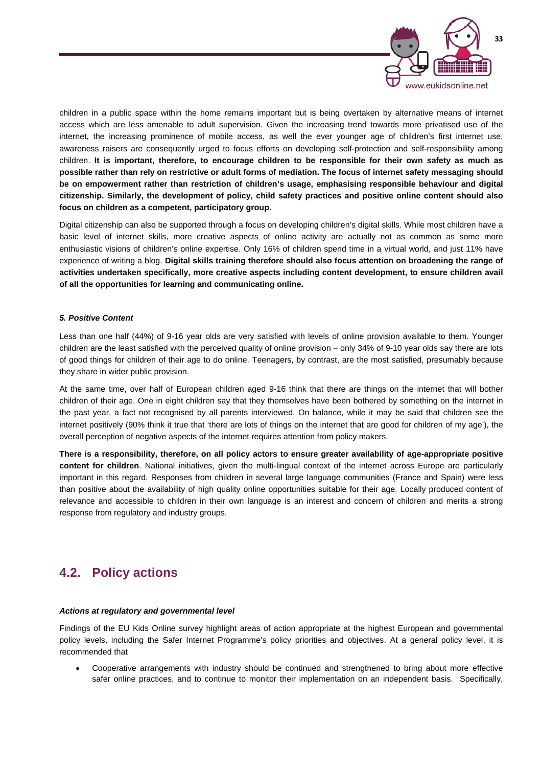children in a public space within the home remains important but is being overtaken by alternative means of internet access which are less amenable to adult supervision. Given the increasing trend towards more privatised use of the internet, the increasing prominence of mobile access, as well the ever younger age of children's first internet use, awareness raisers are consequently urged to focus efforts on developing self-protection and self-responsibility among children. **It is important, therefore, to encourage children to be responsible for their own safety as much as possible rather than rely on restrictive or adult forms of mediation. The focus of internet safety messaging should be on empowerment rather than restriction of children's usage, emphasising responsible behaviour and digital citizenship. Similarly, the development of policy, child safety practices and positive online content should also focus on children as a competent, participatory group.**

Digital citizenship can also be supported through a focus on developing children's digital skills. While most children have a basic level of internet skills, more creative aspects of online activity are actually not as common as some more enthusiastic visions of children's online expertise. Only 16% of children spend time in a virtual world, and just 11% have experience of writing a blog. **Digital skills training therefore should also focus attention on broadening the range of activities undertaken specifically, more creative aspects including content development, to ensure children avail of all the opportunities for learning and communicating online.**

***5. Positive Content***

Less than one half (44%) of 9-16 year olds are very satisfied with levels of online provision available to them. Younger children are the least satisfied with the perceived quality of online provision – only 34% of 9-10 year olds say there are lots of good things for children of their age to do online. Teenagers, by contrast, are the most satisfied, presumably because they share in wider public provision.

At the same time, over half of European children aged 9-16 think that there are things on the internet that will bother children of their age. One in eight children say that they themselves have been bothered by something on the internet in the past year, a fact not recognised by all parents interviewed. On balance, while it may be said that children see the internet positively (90% think it true that 'there are lots of things on the internet that are good for children of my age'), the overall perception of negative aspects of the internet requires attention from policy makers.

**There is a responsibility, therefore, on all policy actors to ensure greater availability of age-appropriate positive content for children**. National initiatives, given the multi-lingual context of the internet across Europe are particularly important in this regard. Responses from children in several large language communities (France and Spain) were less than positive about the availability of high quality online opportunities suitable for their age. Locally produced content of relevance and accessible to children in their own language is an interest and concern of children and merits a strong response from regulatory and industry groups.

## 4.2. Policy actions

***Actions at regulatory and governmental level***

Findings of the EU Kids Online survey highlight areas of action appropriate at the highest European and governmental policy levels, including the Safer Internet Programme's policy priorities and objectives. At a general policy level, it is recommended that

- Cooperative arrangements with industry should be continued and strengthened to bring about more effective safer online practices, and to continue to monitor their implementation on an independent basis. Specifically,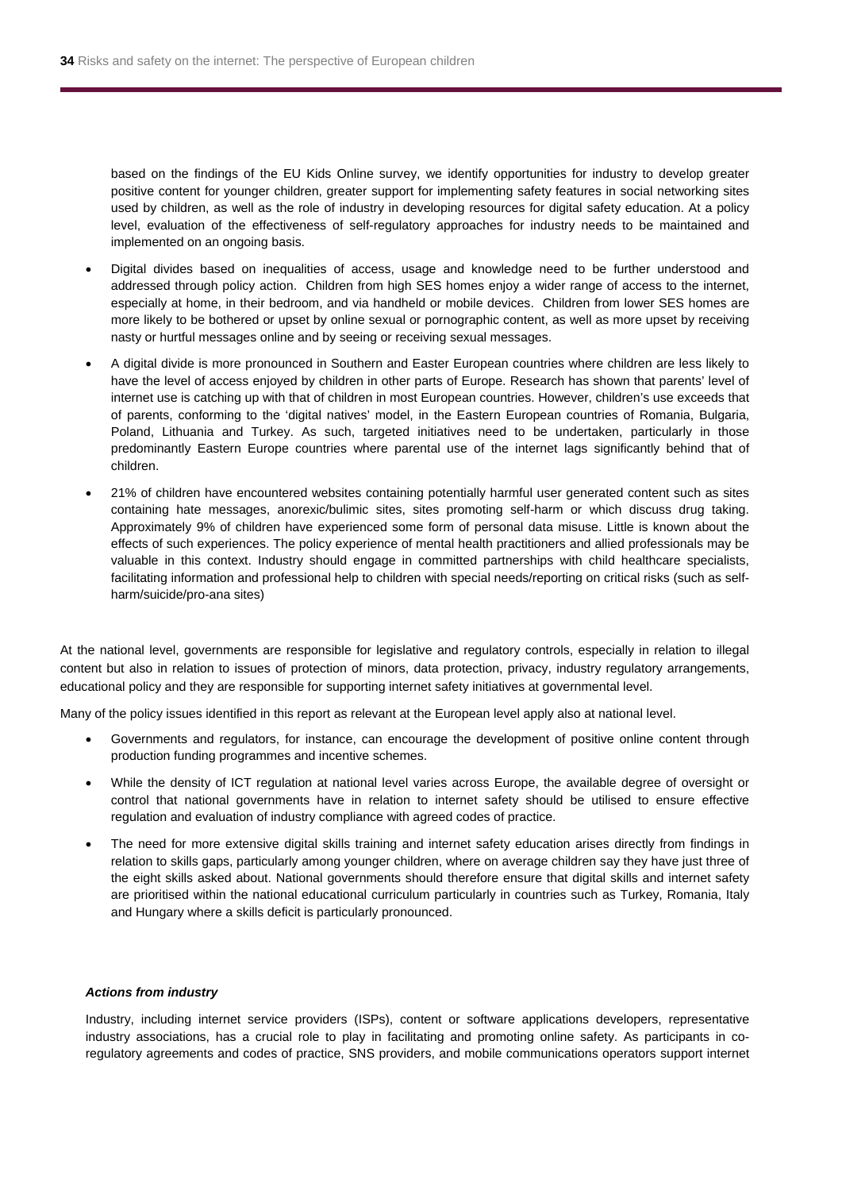based on the findings of the EU Kids Online survey, we identify opportunities for industry to develop greater positive content for younger children, greater support for implementing safety features in social networking sites used by children, as well as the role of industry in developing resources for digital safety education. At a policy level, evaluation of the effectiveness of self-regulatory approaches for industry needs to be maintained and implemented on an ongoing basis.

- Digital divides based on inequalities of access, usage and knowledge need to be further understood and addressed through policy action. Children from high SES homes enjoy a wider range of access to the internet, especially at home, in their bedroom, and via handheld or mobile devices. Children from lower SES homes are more likely to be bothered or upset by online sexual or pornographic content, as well as more upset by receiving nasty or hurtful messages online and by seeing or receiving sexual messages.
- A digital divide is more pronounced in Southern and Easter European countries where children are less likely to have the level of access enjoyed by children in other parts of Europe. Research has shown that parents' level of internet use is catching up with that of children in most European countries. However, children's use exceeds that of parents, conforming to the 'digital natives' model, in the Eastern European countries of Romania, Bulgaria, Poland, Lithuania and Turkey. As such, targeted initiatives need to be undertaken, particularly in those predominantly Eastern Europe countries where parental use of the internet lags significantly behind that of children.
- 21% of children have encountered websites containing potentially harmful user generated content such as sites containing hate messages, anorexic/bulimic sites, sites promoting self-harm or which discuss drug taking. Approximately 9% of children have experienced some form of personal data misuse. Little is known about the effects of such experiences. The policy experience of mental health practitioners and allied professionals may be valuable in this context. Industry should engage in committed partnerships with child healthcare specialists, facilitating information and professional help to children with special needs/reporting on critical risks (such as self-harm/suicide/pro-ana sites)

At the national level, governments are responsible for legislative and regulatory controls, especially in relation to illegal content but also in relation to issues of protection of minors, data protection, privacy, industry regulatory arrangements, educational policy and they are responsible for supporting internet safety initiatives at governmental level.

Many of the policy issues identified in this report as relevant at the European level apply also at national level.

- Governments and regulators, for instance, can encourage the development of positive online content through production funding programmes and incentive schemes.
- While the density of ICT regulation at national level varies across Europe, the available degree of oversight or control that national governments have in relation to internet safety should be utilised to ensure effective regulation and evaluation of industry compliance with agreed codes of practice.
- The need for more extensive digital skills training and internet safety education arises directly from findings in relation to skills gaps, particularly among younger children, where on average children say they have just three of the eight skills asked about. National governments should therefore ensure that digital skills and internet safety are prioritised within the national educational curriculum particularly in countries such as Turkey, Romania, Italy and Hungary where a skills deficit is particularly pronounced.

***Actions from industry***

Industry, including internet service providers (ISPs), content or software applications developers, representative industry associations, has a crucial role to play in facilitating and promoting online safety. As participants in co-regulatory agreements and codes of practice, SNS providers, and mobile communications operators support internet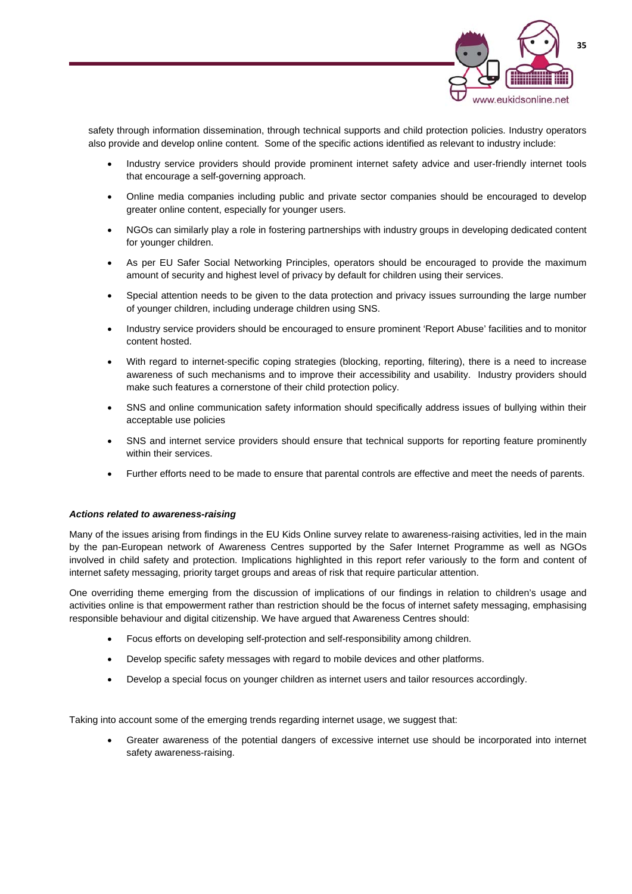safety through information dissemination, through technical supports and child protection policies. Industry operators also provide and develop online content. Some of the specific actions identified as relevant to industry include:

- Industry service providers should provide prominent internet safety advice and user-friendly internet tools that encourage a self-governing approach.
- Online media companies including public and private sector companies should be encouraged to develop greater online content, especially for younger users.
- NGOs can similarly play a role in fostering partnerships with industry groups in developing dedicated content for younger children.
- As per EU Safer Social Networking Principles, operators should be encouraged to provide the maximum amount of security and highest level of privacy by default for children using their services.
- Special attention needs to be given to the data protection and privacy issues surrounding the large number of younger children, including underage children using SNS.
- Industry service providers should be encouraged to ensure prominent 'Report Abuse' facilities and to monitor content hosted.
- With regard to internet-specific coping strategies (blocking, reporting, filtering), there is a need to increase awareness of such mechanisms and to improve their accessibility and usability. Industry providers should make such features a cornerstone of their child protection policy.
- SNS and online communication safety information should specifically address issues of bullying within their acceptable use policies
- SNS and internet service providers should ensure that technical supports for reporting feature prominently within their services.
- Further efforts need to be made to ensure that parental controls are effective and meet the needs of parents.

***Actions related to awareness-raising***

Many of the issues arising from findings in the EU Kids Online survey relate to awareness-raising activities, led in the main by the pan-European network of Awareness Centres supported by the Safer Internet Programme as well as NGOs involved in child safety and protection. Implications highlighted in this report refer variously to the form and content of internet safety messaging, priority target groups and areas of risk that require particular attention.

One overriding theme emerging from the discussion of implications of our findings in relation to children's usage and activities online is that empowerment rather than restriction should be the focus of internet safety messaging, emphasising responsible behaviour and digital citizenship. We have argued that Awareness Centres should:

- Focus efforts on developing self-protection and self-responsibility among children.
- Develop specific safety messages with regard to mobile devices and other platforms.
- Develop a special focus on younger children as internet users and tailor resources accordingly.

Taking into account some of the emerging trends regarding internet usage, we suggest that:

- Greater awareness of the potential dangers of excessive internet use should be incorporated into internet safety awareness-raising.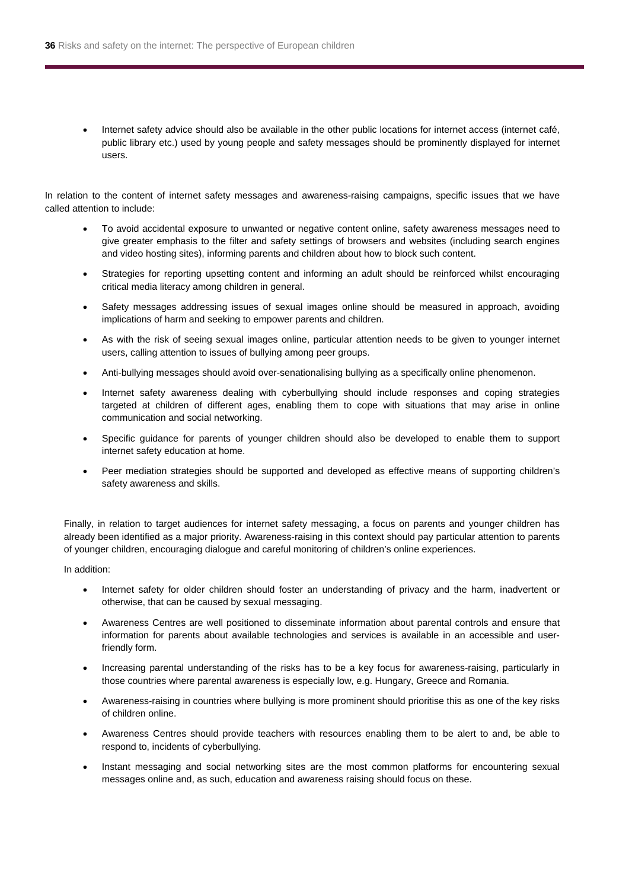- Internet safety advice should also be available in the other public locations for internet access (internet café, public library etc.) used by young people and safety messages should be prominently displayed for internet users.

In relation to the content of internet safety messages and awareness-raising campaigns, specific issues that we have called attention to include:

- To avoid accidental exposure to unwanted or negative content online, safety awareness messages need to give greater emphasis to the filter and safety settings of browsers and websites (including search engines and video hosting sites), informing parents and children about how to block such content.
- Strategies for reporting upsetting content and informing an adult should be reinforced whilst encouraging critical media literacy among children in general.
- Safety messages addressing issues of sexual images online should be measured in approach, avoiding implications of harm and seeking to empower parents and children.
- As with the risk of seeing sexual images online, particular attention needs to be given to younger internet users, calling attention to issues of bullying among peer groups.
- Anti-bullying messages should avoid over-senationalising bullying as a specifically online phenomenon.
- Internet safety awareness dealing with cyberbullying should include responses and coping strategies targeted at children of different ages, enabling them to cope with situations that may arise in online communication and social networking.
- Specific guidance for parents of younger children should also be developed to enable them to support internet safety education at home.
- Peer mediation strategies should be supported and developed as effective means of supporting children's safety awareness and skills.

Finally, in relation to target audiences for internet safety messaging, a focus on parents and younger children has already been identified as a major priority. Awareness-raising in this context should pay particular attention to parents of younger children, encouraging dialogue and careful monitoring of children's online experiences.

In addition:

- Internet safety for older children should foster an understanding of privacy and the harm, inadvertent or otherwise, that can be caused by sexual messaging.
- Awareness Centres are well positioned to disseminate information about parental controls and ensure that information for parents about available technologies and services is available in an accessible and user-friendly form.
- Increasing parental understanding of the risks has to be a key focus for awareness-raising, particularly in those countries where parental awareness is especially low, e.g. Hungary, Greece and Romania.
- Awareness-raising in countries where bullying is more prominent should prioritise this as one of the key risks of children online.
- Awareness Centres should provide teachers with resources enabling them to be alert to and, be able to respond to, incidents of cyberbullying.
- Instant messaging and social networking sites are the most common platforms for encountering sexual messages online and, as such, education and awareness raising should focus on these.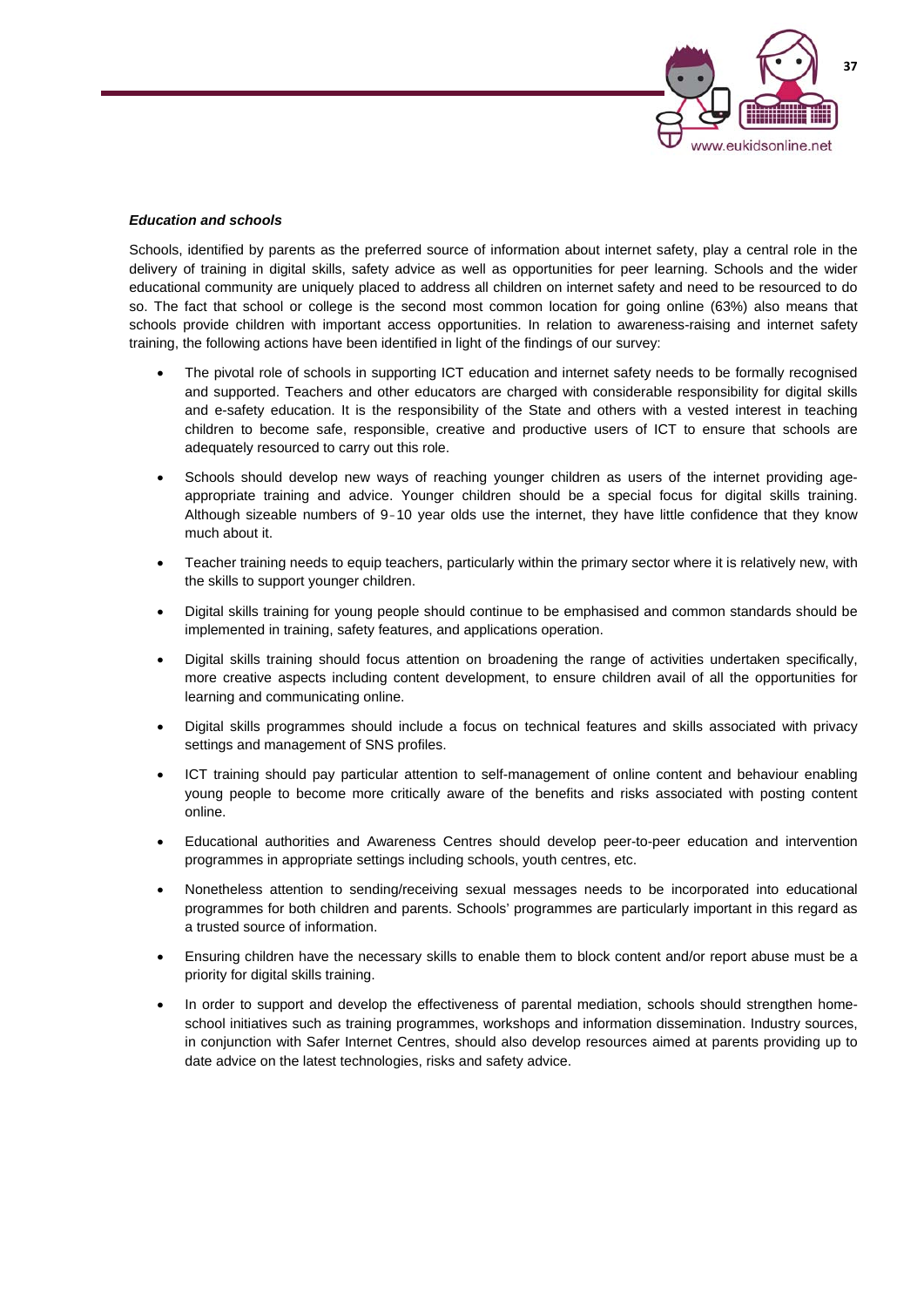***Education and schools***

Schools, identified by parents as the preferred source of information about internet safety, play a central role in the delivery of training in digital skills, safety advice as well as opportunities for peer learning. Schools and the wider educational community are uniquely placed to address all children on internet safety and need to be resourced to do so. The fact that school or college is the second most common location for going online (63%) also means that schools provide children with important access opportunities. In relation to awareness-raising and internet safety training, the following actions have been identified in light of the findings of our survey:

- The pivotal role of schools in supporting ICT education and internet safety needs to be formally recognised and supported. Teachers and other educators are charged with considerable responsibility for digital skills and e-safety education. It is the responsibility of the State and others with a vested interest in teaching children to become safe, responsible, creative and productive users of ICT to ensure that schools are adequately resourced to carry out this role.

- Schools should develop new ways of reaching younger children as users of the internet providing age-appropriate training and advice. Younger children should be a special focus for digital skills training. Although sizeable numbers of 9-10 year olds use the internet, they have little confidence that they know much about it.

- Teacher training needs to equip teachers, particularly within the primary sector where it is relatively new, with the skills to support younger children.

- Digital skills training for young people should continue to be emphasised and common standards should be implemented in training, safety features, and applications operation.

- Digital skills training should focus attention on broadening the range of activities undertaken specifically, more creative aspects including content development, to ensure children avail of all the opportunities for learning and communicating online.

- Digital skills programmes should include a focus on technical features and skills associated with privacy settings and management of SNS profiles.

- ICT training should pay particular attention to self-management of online content and behaviour enabling young people to become more critically aware of the benefits and risks associated with posting content online.

- Educational authorities and Awareness Centres should develop peer-to-peer education and intervention programmes in appropriate settings including schools, youth centres, etc.

- Nonetheless attention to sending/receiving sexual messages needs to be incorporated into educational programmes for both children and parents. Schools' programmes are particularly important in this regard as a trusted source of information.

- Ensuring children have the necessary skills to enable them to block content and/or report abuse must be a priority for digital skills training.

- In order to support and develop the effectiveness of parental mediation, schools should strengthen home-school initiatives such as training programmes, workshops and information dissemination. Industry sources, in conjunction with Safer Internet Centres, should also develop resources aimed at parents providing up to date advice on the latest technologies, risks and safety advice.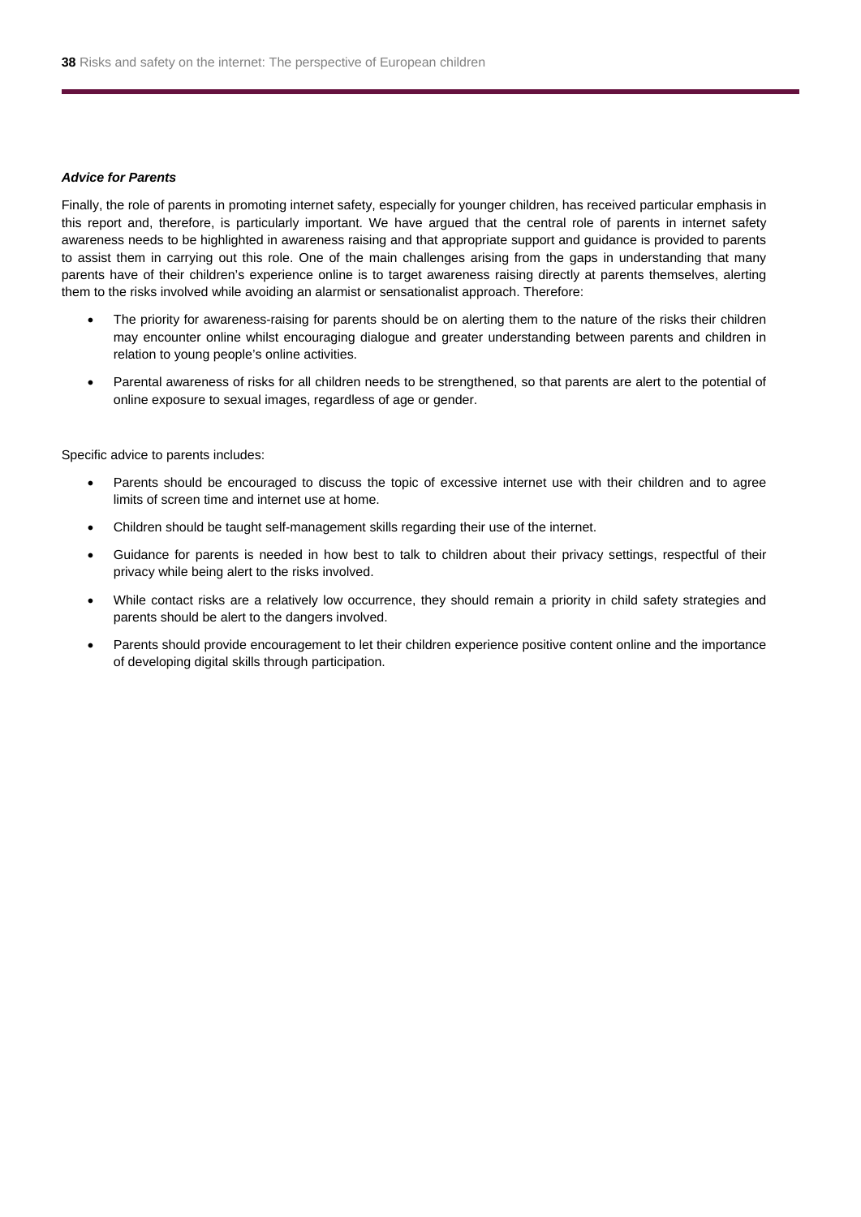***Advice for Parents***

Finally, the role of parents in promoting internet safety, especially for younger children, has received particular emphasis in this report and, therefore, is particularly important. We have argued that the central role of parents in internet safety awareness needs to be highlighted in awareness raising and that appropriate support and guidance is provided to parents to assist them in carrying out this role. One of the main challenges arising from the gaps in understanding that many parents have of their children's experience online is to target awareness raising directly at parents themselves, alerting them to the risks involved while avoiding an alarmist or sensationalist approach. Therefore:

- The priority for awareness-raising for parents should be on alerting them to the nature of the risks their children may encounter online whilst encouraging dialogue and greater understanding between parents and children in relation to young people's online activities.
- Parental awareness of risks for all children needs to be strengthened, so that parents are alert to the potential of online exposure to sexual images, regardless of age or gender.

Specific advice to parents includes:

- Parents should be encouraged to discuss the topic of excessive internet use with their children and to agree limits of screen time and internet use at home.
- Children should be taught self-management skills regarding their use of the internet.
- Guidance for parents is needed in how best to talk to children about their privacy settings, respectful of their privacy while being alert to the risks involved.
- While contact risks are a relatively low occurrence, they should remain a priority in child safety strategies and parents should be alert to the dangers involved.
- Parents should provide encouragement to let their children experience positive content online and the importance of developing digital skills through participation.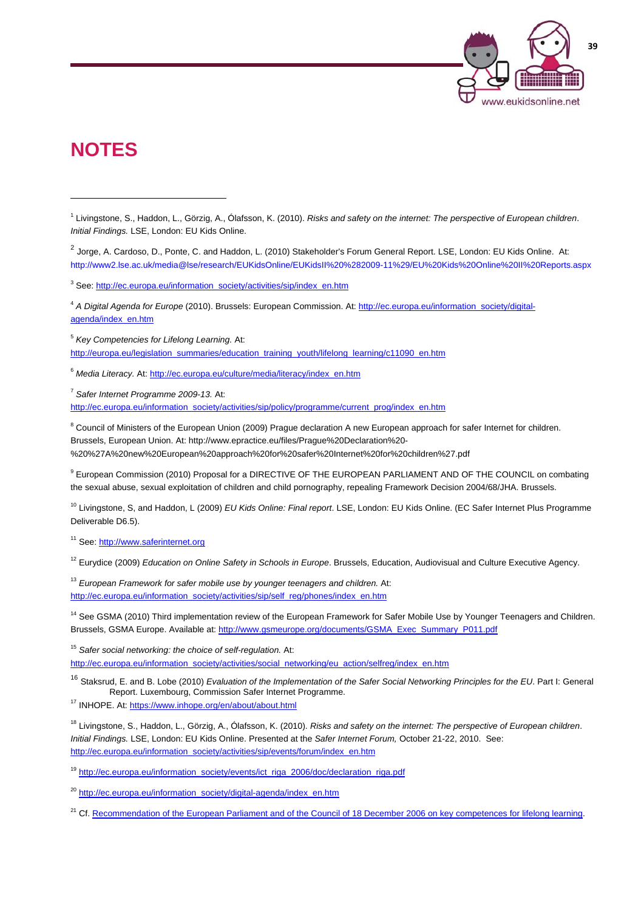# NOTES

[1] Livingstone, S., Haddon, L., Görzig, A., Ólafsson, K. (2010). *Risks and safety on the internet: The perspective of European children. Initial Findings.* LSE, London: EU Kids Online.

[2] Jorge, A. Cardoso, D., Ponte, C. and Haddon, L. (2010) Stakeholder's Forum General Report. LSE, London: EU Kids Online. At: http://www2.lse.ac.uk/media@lse/research/EUKidsOnline/EUKidsII%20%282009-11%29/EU%20Kids%20Online%20II%20Reports.aspx

[3] See: http://ec.europa.eu/information_society/activities/sip/index_en.htm

[4] *A Digital Agenda for Europe* (2010). Brussels: European Commission. At: http://ec.europa.eu/information_society/digital-agenda/index_en.htm

[5] *Key Competencies for Lifelong Learning.* At: http://europa.eu/legislation_summaries/education_training_youth/lifelong_learning/c11090_en.htm

[6] *Media Literacy.* At: http://ec.europa.eu/culture/media/literacy/index_en.htm

[7] *Safer Internet Programme 2009-13.* At: http://ec.europa.eu/information_society/activities/sip/policy/programme/current_prog/index_en.htm

[8] Council of Ministers of the European Union (2009) Prague declaration A new European approach for safer Internet for children. Brussels, European Union. At: http://www.epractice.eu/files/Prague%20Declaration%20-%20%27A%20new%20European%20approach%20for%20safer%20Internet%20for%20children%27.pdf

[9] European Commission (2010) Proposal for a DIRECTIVE OF THE EUROPEAN PARLIAMENT AND OF THE COUNCIL on combating the sexual abuse, sexual exploitation of children and child pornography, repealing Framework Decision 2004/68/JHA. Brussels.

[10] Livingstone, S, and Haddon, L (2009) *EU Kids Online: Final report*. LSE, London: EU Kids Online. (EC Safer Internet Plus Programme Deliverable D6.5).

[11] See: http://www.saferinternet.org

[12] Eurydice (2009) *Education on Online Safety in Schools in Europe*. Brussels, Education, Audiovisual and Culture Executive Agency.

[13] *European Framework for safer mobile use by younger teenagers and children.* At: http://ec.europa.eu/information_society/activities/sip/self_reg/phones/index_en.htm

[14] See GSMA (2010) Third implementation review of the European Framework for Safer Mobile Use by Younger Teenagers and Children. Brussels, GSMA Europe. Available at: http://www.gsmeurope.org/documents/GSMA_Exec_Summary_P011.pdf

[15] *Safer social networking: the choice of self-regulation.* At: http://ec.europa.eu/information_society/activities/social_networking/eu_action/selfreg/index_en.htm

[16] Staksrud, E. and B. Lobe (2010) *Evaluation of the Implementation of the Safer Social Networking Principles for the EU*. Part I: General Report. Luxembourg, Commission Safer Internet Programme.

[17] INHOPE. At: https://www.inhope.org/en/about/about.html

[18] Livingstone, S., Haddon, L., Görzig, A., Ólafsson, K. (2010). *Risks and safety on the internet: The perspective of European children. Initial Findings.* LSE, London: EU Kids Online. Presented at the *Safer Internet Forum,* October 21-22, 2010. See: http://ec.europa.eu/information_society/activities/sip/events/forum/index_en.htm

[19] http://ec.europa.eu/information_society/events/ict_riga_2006/doc/declaration_riga.pdf

[20] http://ec.europa.eu/information_society/digital-agenda/index_en.htm

[21] Cf. Recommendation of the European Parliament and of the Council of 18 December 2006 on key competences for lifelong learning.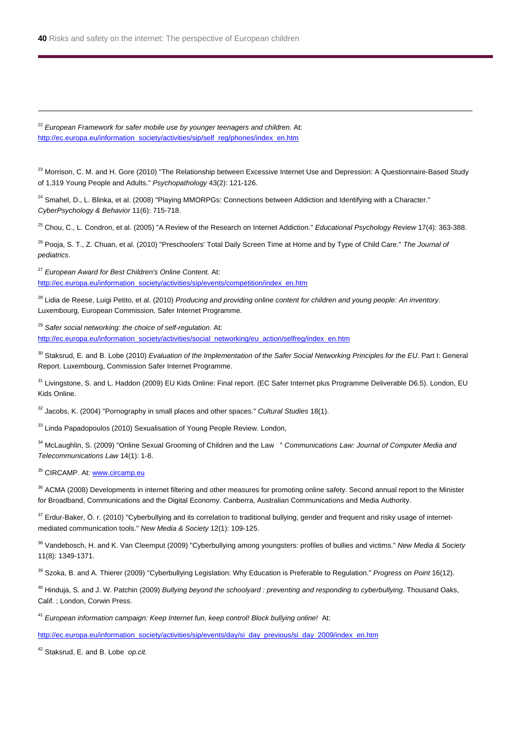[22] *European Framework for safer mobile use by younger teenagers and children.* At: http://ec.europa.eu/information_society/activities/sip/self_reg/phones/index_en.htm

[23] Morrison, C. M. and H. Gore (2010) "The Relationship between Excessive Internet Use and Depression: A Questionnaire-Based Study of 1,319 Young People and Adults." *Psychopathology* 43(2): 121-126.

[24] Smahel, D., L. Blinka, et al. (2008) "Playing MMORPGs: Connections between Addiction and Identifying with a Character." *CyberPsychology & Behavior* 11(6): 715-718.

[25] Chou, C., L. Condron, et al. (2005) "A Review of the Research on Internet Addiction." *Educational Psychology Review* 17(4): 363-388.

[26] Pooja, S. T., Z. Chuan, et al. (2010) "Preschoolers' Total Daily Screen Time at Home and by Type of Child Care." *The Journal of pediatrics*.

[27] *European Award for Best Children's Online Content.* At: http://ec.europa.eu/information_society/activities/sip/events/competition/index_en.htm

[28] Lidia de Reese, Luigi Petito, et al. (2010) *Producing and providing online content for children and young people: An inventory*. Luxembourg, European Commission, Safer Internet Programme.

[29] *Safer social networking: the choice of self-regulation.* At: http://ec.europa.eu/information_society/activities/social_networking/eu_action/selfreg/index_en.htm

[30] Staksrud, E. and B. Lobe (2010) *Evaluation of the Implementation of the Safer Social Networking Principles for the EU*. Part I: General Report. Luxembourg, Commission Safer Internet Programme.

[31] Livingstone, S. and L. Haddon (2009) EU Kids Online: Final report. (EC Safer Internet plus Programme Deliverable D6.5). London, EU Kids Online.

[32] Jacobs, K. (2004) "Pornography in small places and other spaces." *Cultural Studies* 18(1).

[33] Linda Papadopoulos (2010) Sexualisation of Young People Review. London,

[34] McLaughlin, S. (2009) "Online Sexual Grooming of Children and the Law " *Communications Law: Journal of Computer Media and Telecommunications Law* 14(1): 1-8.

[35] CIRCAMP. At: www.circamp.eu

[36] ACMA (2008) Developments in internet filtering and other measures for promoting online safety. Second annual report to the Minister for Broadband, Communications and the Digital Economy. Canberra, Australian Communications and Media Authority.

[37] Erdur-Baker, Ö. r. (2010) "Cyberbullying and its correlation to traditional bullying, gender and frequent and risky usage of internet-mediated communication tools." *New Media & Society* 12(1): 109-125.

[38] Vandebosch, H. and K. Van Cleemput (2009) "Cyberbullying among youngsters: profiles of bullies and victims." *New Media & Society* 11(8): 1349-1371.

[39] Szoka, B. and A. Thierer (2009) "Cyberbullying Legislation: Why Education is Preferable to Regulation." *Progress on Point* 16(12).

[40] Hinduja, S. and J. W. Patchin (2009) *Bullying beyond the schoolyard : preventing and responding to cyberbullying*. Thousand Oaks, Calif. ; London, Corwin Press.

[41] *European information campaign: Keep Internet fun, keep control! Block bullying online!* At:

http://ec.europa.eu/information_society/activities/sip/events/day/si_day_previous/si_day_2009/index_en.htm

[42] Staksrud, E. and B. Lobe *op.cit.*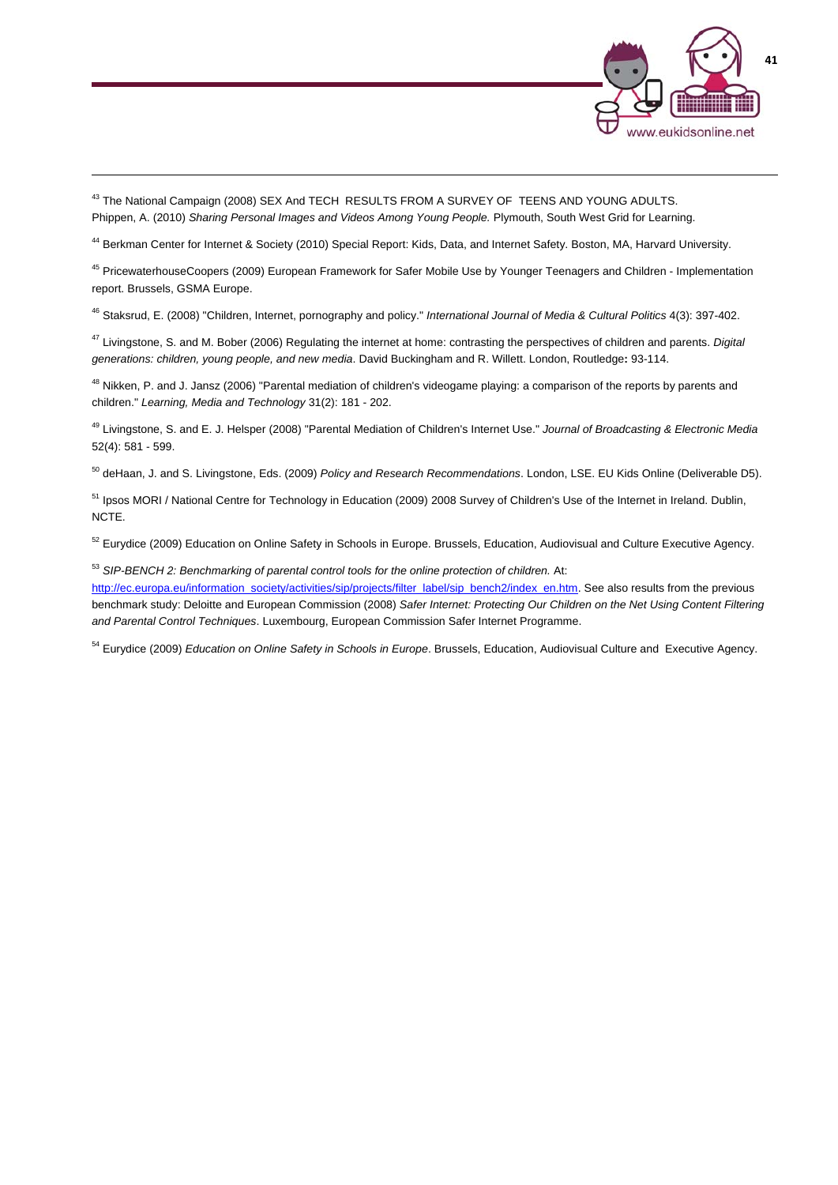[43] The National Campaign (2008) SEX And TECH RESULTS FROM A SURVEY OF TEENS AND YOUNG ADULTS. Phippen, A. (2010) *Sharing Personal Images and Videos Among Young People.* Plymouth, South West Grid for Learning.

[44] Berkman Center for Internet & Society (2010) Special Report: Kids, Data, and Internet Safety. Boston, MA, Harvard University.

[45] PricewaterhouseCoopers (2009) European Framework for Safer Mobile Use by Younger Teenagers and Children - Implementation report. Brussels, GSMA Europe.

[46] Staksrud, E. (2008) "Children, Internet, pornography and policy." *International Journal of Media & Cultural Politics* 4(3): 397-402.

[47] Livingstone, S. and M. Bober (2006) Regulating the internet at home: contrasting the perspectives of children and parents. *Digital generations: children, young people, and new media*. David Buckingham and R. Willett. London, Routledge**:** 93-114.

[48] Nikken, P. and J. Jansz (2006) "Parental mediation of children's videogame playing: a comparison of the reports by parents and children." *Learning, Media and Technology* 31(2): 181 - 202.

[49] Livingstone, S. and E. J. Helsper (2008) "Parental Mediation of Children's Internet Use." *Journal of Broadcasting & Electronic Media* 52(4): 581 - 599.

[50] deHaan, J. and S. Livingstone, Eds. (2009) *Policy and Research Recommendations*. London, LSE. EU Kids Online (Deliverable D5).

[51] Ipsos MORI / National Centre for Technology in Education (2009) 2008 Survey of Children's Use of the Internet in Ireland. Dublin, NCTE.

[52] Eurydice (2009) Education on Online Safety in Schools in Europe. Brussels, Education, Audiovisual and Culture Executive Agency.

[53] *SIP-BENCH 2: Benchmarking of parental control tools for the online protection of children.* At: http://ec.europa.eu/information_society/activities/sip/projects/filter_label/sip_bench2/index_en.htm. See also results from the previous benchmark study: Deloitte and European Commission (2008) *Safer Internet: Protecting Our Children on the Net Using Content Filtering and Parental Control Techniques*. Luxembourg, European Commission Safer Internet Programme.

[54] Eurydice (2009) *Education on Online Safety in Schools in Europe*. Brussels, Education, Audiovisual Culture and Executive Agency.